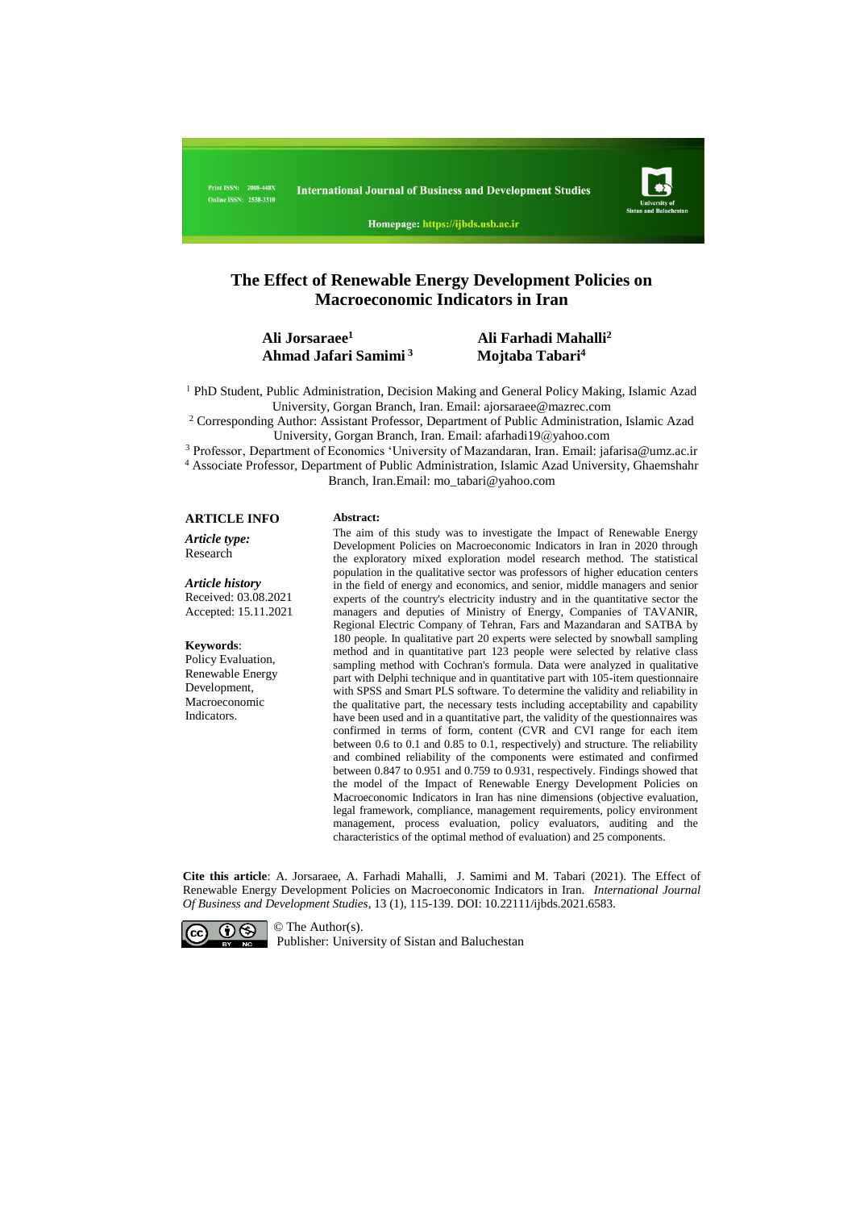# The Effect of Renewable Energy Development Policies on Macroeconomic Indicators in Iran

**Ali Jorsaraee**[1] **Ali Farhadi Mahalli**[2]
**Ahmad Jafari Samimi**[3] **Mojtaba Tabari**[4]

[1] PhD Student, Public Administration, Decision Making and General Policy Making, Islamic Azad University, Gorgan Branch, Iran. Email: ajorsaraee@mazrec.com

[2] Corresponding Author: Assistant Professor, Department of Public Administration, Islamic Azad University, Gorgan Branch, Iran. Email: afarhadi19@yahoo.com

[3] Professor, Department of Economics ‘University of Mazandaran, Iran. Email: jafarisa@umz.ac.ir

[4] Associate Professor, Department of Public Administration, Islamic Azad University, Ghaemshahr Branch, Iran.Email: mo_tabari@yahoo.com

**ARTICLE INFO**

*Article type:*
Research

*Article history*
Received: 03.08.2021
Accepted: 15.11.2021

**Keywords**:
Policy Evaluation, Renewable Energy Development, Macroeconomic Indicators.

**Abstract:**

The aim of this study was to investigate the Impact of Renewable Energy Development Policies on Macroeconomic Indicators in Iran in 2020 through the exploratory mixed exploration model research method. The statistical population in the qualitative sector was professors of higher education centers in the field of energy and economics, and senior, middle managers and senior experts of the country's electricity industry and in the quantitative sector the managers and deputies of Ministry of Energy, Companies of TAVANIR, Regional Electric Company of Tehran, Fars and Mazandaran and SATBA by 180 people. In qualitative part 20 experts were selected by snowball sampling method and in quantitative part 123 people were selected by relative class sampling method with Cochran's formula. Data were analyzed in qualitative part with Delphi technique and in quantitative part with 105-item questionnaire with SPSS and Smart PLS software. To determine the validity and reliability in the qualitative part, the necessary tests including acceptability and capability have been used and in a quantitative part, the validity of the questionnaires was confirmed in terms of form, content (CVR and CVI range for each item between 0.6 to 0.1 and 0.85 to 0.1, respectively) and structure. The reliability and combined reliability of the components were estimated and confirmed between 0.847 to 0.951 and 0.759 to 0.931, respectively. Findings showed that the model of the Impact of Renewable Energy Development Policies on Macroeconomic Indicators in Iran has nine dimensions (objective evaluation, legal framework, compliance, management requirements, policy environment management, process evaluation, policy evaluators, auditing and the characteristics of the optimal method of evaluation) and 25 components.

**Cite this article**: A. Jorsaraee, A. Farhadi Mahalli, J. Samimi and M. Tabari (2021). The Effect of Renewable Energy Development Policies on Macroeconomic Indicators in Iran. *International Journal Of Business and Development Studies*, 13 (1), 115-139. DOI: 10.22111/ijbds.2021.6583.

© The Author(s).
Publisher: University of Sistan and Baluchestan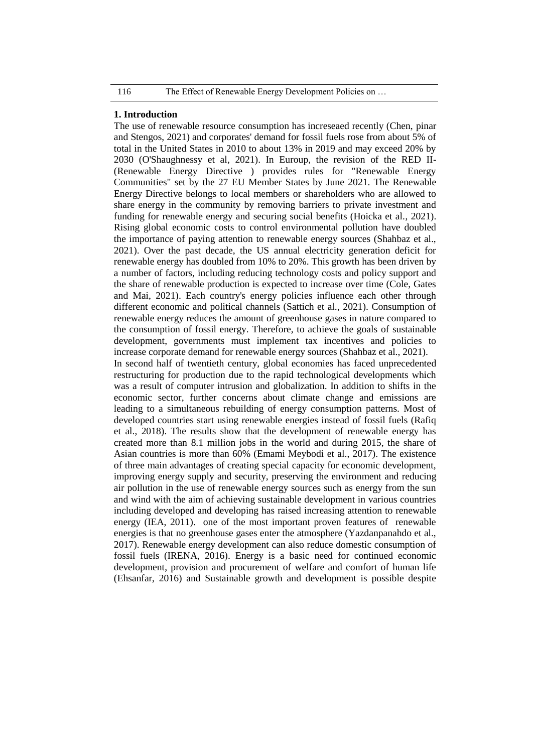## 1. Introduction

The use of renewable resource consumption has increseaed recently (Chen, pinar and Stengos, 2021) and corporates' demand for fossil fuels rose from about 5% of total in the United States in 2010 to about 13% in 2019 and may exceed 20% by 2030 (O'Shaughnessy et al, 2021). In Euroup, the revision of the RED II- (Renewable Energy Directive ) provides rules for "Renewable Energy Communities" set by the 27 EU Member States by June 2021. The Renewable Energy Directive belongs to local members or shareholders who are allowed to share energy in the community by removing barriers to private investment and funding for renewable energy and securing social benefits (Hoicka et al., 2021). Rising global economic costs to control environmental pollution have doubled the importance of paying attention to renewable energy sources (Shahbaz et al., 2021). Over the past decade, the US annual electricity generation deficit for renewable energy has doubled from 10% to 20%. This growth has been driven by a number of factors, including reducing technology costs and policy support and the share of renewable production is expected to increase over time (Cole, Gates and Mai, 2021). Each country's energy policies influence each other through different economic and political channels (Sattich et al., 2021). Consumption of renewable energy reduces the amount of greenhouse gases in nature compared to the consumption of fossil energy. Therefore, to achieve the goals of sustainable development, governments must implement tax incentives and policies to increase corporate demand for renewable energy sources (Shahbaz et al., 2021).

In second half of twentieth century, global economies has faced unprecedented restructuring for production due to the rapid technological developments which was a result of computer intrusion and globalization. In addition to shifts in the economic sector, further concerns about climate change and emissions are leading to a simultaneous rebuilding of energy consumption patterns. Most of developed countries start using renewable energies instead of fossil fuels (Rafiq et al., 2018). The results show that the development of renewable energy has created more than 8.1 million jobs in the world and during 2015, the share of Asian countries is more than 60% (Emami Meybodi et al., 2017). The existence of three main advantages of creating special capacity for economic development, improving energy supply and security, preserving the environment and reducing air pollution in the use of renewable energy sources such as energy from the sun and wind with the aim of achieving sustainable development in various countries including developed and developing has raised increasing attention to renewable energy (IEA, 2011). one of the most important proven features of renewable energies is that no greenhouse gases enter the atmosphere (Yazdanpanahdo et al., 2017). Renewable energy development can also reduce domestic consumption of fossil fuels (IRENA, 2016). Energy is a basic need for continued economic development, provision and procurement of welfare and comfort of human life (Ehsanfar, 2016) and Sustainable growth and development is possible despite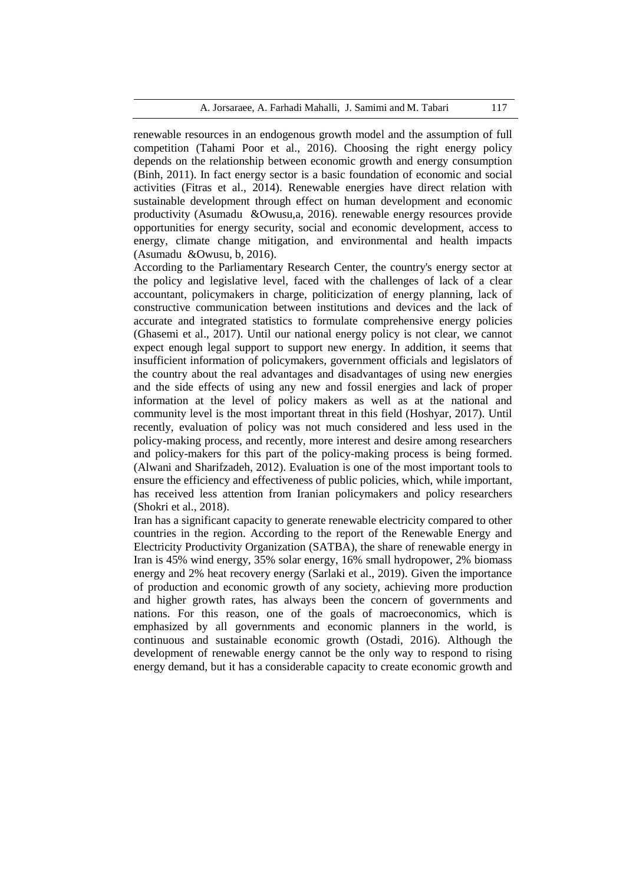renewable resources in an endogenous growth model and the assumption of full competition (Tahami Poor et al., 2016). Choosing the right energy policy depends on the relationship between economic growth and energy consumption (Binh, 2011). In fact energy sector is a basic foundation of economic and social activities (Fitras et al., 2014). Renewable energies have direct relation with sustainable development through effect on human development and economic productivity (Asumadu &Owusu,a, 2016). renewable energy resources provide opportunities for energy security, social and economic development, access to energy, climate change mitigation, and environmental and health impacts (Asumadu &Owusu, b, 2016).

According to the Parliamentary Research Center, the country's energy sector at the policy and legislative level, faced with the challenges of lack of a clear accountant, policymakers in charge, politicization of energy planning, lack of constructive communication between institutions and devices and the lack of accurate and integrated statistics to formulate comprehensive energy policies (Ghasemi et al., 2017). Until our national energy policy is not clear, we cannot expect enough legal support to support new energy. In addition, it seems that insufficient information of policymakers, government officials and legislators of the country about the real advantages and disadvantages of using new energies and the side effects of using any new and fossil energies and lack of proper information at the level of policy makers as well as at the national and community level is the most important threat in this field (Hoshyar, 2017). Until recently, evaluation of policy was not much considered and less used in the policy-making process, and recently, more interest and desire among researchers and policy-makers for this part of the policy-making process is being formed. (Alwani and Sharifzadeh, 2012). Evaluation is one of the most important tools to ensure the efficiency and effectiveness of public policies, which, while important, has received less attention from Iranian policymakers and policy researchers (Shokri et al., 2018).

Iran has a significant capacity to generate renewable electricity compared to other countries in the region. According to the report of the Renewable Energy and Electricity Productivity Organization (SATBA), the share of renewable energy in Iran is 45% wind energy, 35% solar energy, 16% small hydropower, 2% biomass energy and 2% heat recovery energy (Sarlaki et al., 2019). Given the importance of production and economic growth of any society, achieving more production and higher growth rates, has always been the concern of governments and nations. For this reason, one of the goals of macroeconomics, which is emphasized by all governments and economic planners in the world, is continuous and sustainable economic growth (Ostadi, 2016). Although the development of renewable energy cannot be the only way to respond to rising energy demand, but it has a considerable capacity to create economic growth and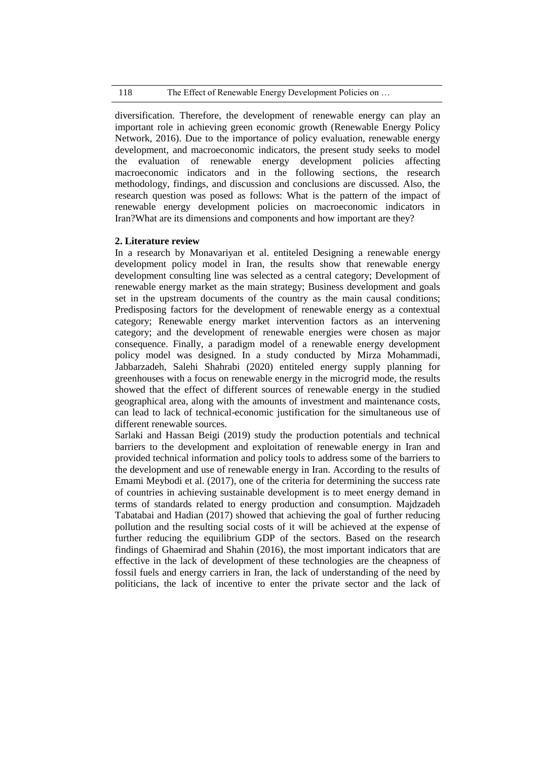diversification. Therefore, the development of renewable energy can play an important role in achieving green economic growth (Renewable Energy Policy Network, 2016). Due to the importance of policy evaluation, renewable energy development, and macroeconomic indicators, the present study seeks to model the evaluation of renewable energy development policies affecting macroeconomic indicators and in the following sections, the research methodology, findings, and discussion and conclusions are discussed. Also, the research question was posed as follows: What is the pattern of the impact of renewable energy development policies on macroeconomic indicators in Iran?What are its dimensions and components and how important are they?

## 2. Literature review

In a research by Monavariyan et al. entiteled Designing a renewable energy development policy model in Iran, the results show that renewable energy development consulting line was selected as a central category; Development of renewable energy market as the main strategy; Business development and goals set in the upstream documents of the country as the main causal conditions; Predisposing factors for the development of renewable energy as a contextual category; Renewable energy market intervention factors as an intervening category; and the development of renewable energies were chosen as major consequence. Finally, a paradigm model of a renewable energy development policy model was designed. In a study conducted by Mirza Mohammadi, Jabbarzadeh, Salehi Shahrabi (2020) entiteled energy supply planning for greenhouses with a focus on renewable energy in the microgrid mode, the results showed that the effect of different sources of renewable energy in the studied geographical area, along with the amounts of investment and maintenance costs, can lead to lack of technical-economic justification for the simultaneous use of different renewable sources.

Sarlaki and Hassan Beigi (2019) study the production potentials and technical barriers to the development and exploitation of renewable energy in Iran and provided technical information and policy tools to address some of the barriers to the development and use of renewable energy in Iran. According to the results of Emami Meybodi et al. (2017), one of the criteria for determining the success rate of countries in achieving sustainable development is to meet energy demand in terms of standards related to energy production and consumption. Majdzadeh Tabatabai and Hadian (2017) showed that achieving the goal of further reducing pollution and the resulting social costs of it will be achieved at the expense of further reducing the equilibrium GDP of the sectors. Based on the research findings of Ghaemirad and Shahin (2016), the most important indicators that are effective in the lack of development of these technologies are the cheapness of fossil fuels and energy carriers in Iran, the lack of understanding of the need by politicians, the lack of incentive to enter the private sector and the lack of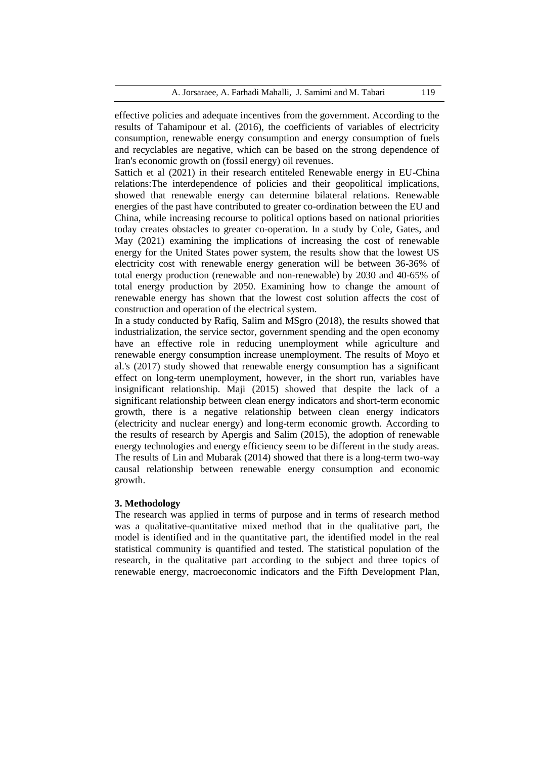effective policies and adequate incentives from the government. According to the results of Tahamipour et al. (2016), the coefficients of variables of electricity consumption, renewable energy consumption and energy consumption of fuels and recyclables are negative, which can be based on the strong dependence of Iran's economic growth on (fossil energy) oil revenues.

Sattich et al (2021) in their research entiteled Renewable energy in EU-China relations:The interdependence of policies and their geopolitical implications, showed that renewable energy can determine bilateral relations. Renewable energies of the past have contributed to greater co-ordination between the EU and China, while increasing recourse to political options based on national priorities today creates obstacles to greater co-operation. In a study by Cole, Gates, and May (2021) examining the implications of increasing the cost of renewable energy for the United States power system, the results show that the lowest US electricity cost with renewable energy generation will be between 36-36% of total energy production (renewable and non-renewable) by 2030 and 40-65% of total energy production by 2050. Examining how to change the amount of renewable energy has shown that the lowest cost solution affects the cost of construction and operation of the electrical system.

In a study conducted by Rafiq, Salim and MSgro (2018), the results showed that industrialization, the service sector, government spending and the open economy have an effective role in reducing unemployment while agriculture and renewable energy consumption increase unemployment. The results of Moyo et al.'s (2017) study showed that renewable energy consumption has a significant effect on long-term unemployment, however, in the short run, variables have insignificant relationship. Maji (2015) showed that despite the lack of a significant relationship between clean energy indicators and short-term economic growth, there is a negative relationship between clean energy indicators (electricity and nuclear energy) and long-term economic growth. According to the results of research by Apergis and Salim (2015), the adoption of renewable energy technologies and energy efficiency seem to be different in the study areas. The results of Lin and Mubarak (2014) showed that there is a long-term two-way causal relationship between renewable energy consumption and economic growth.

**3. Methodology**

The research was applied in terms of purpose and in terms of research method was a qualitative-quantitative mixed method that in the qualitative part, the model is identified and in the quantitative part, the identified model in the real statistical community is quantified and tested. The statistical population of the research, in the qualitative part according to the subject and three topics of renewable energy, macroeconomic indicators and the Fifth Development Plan,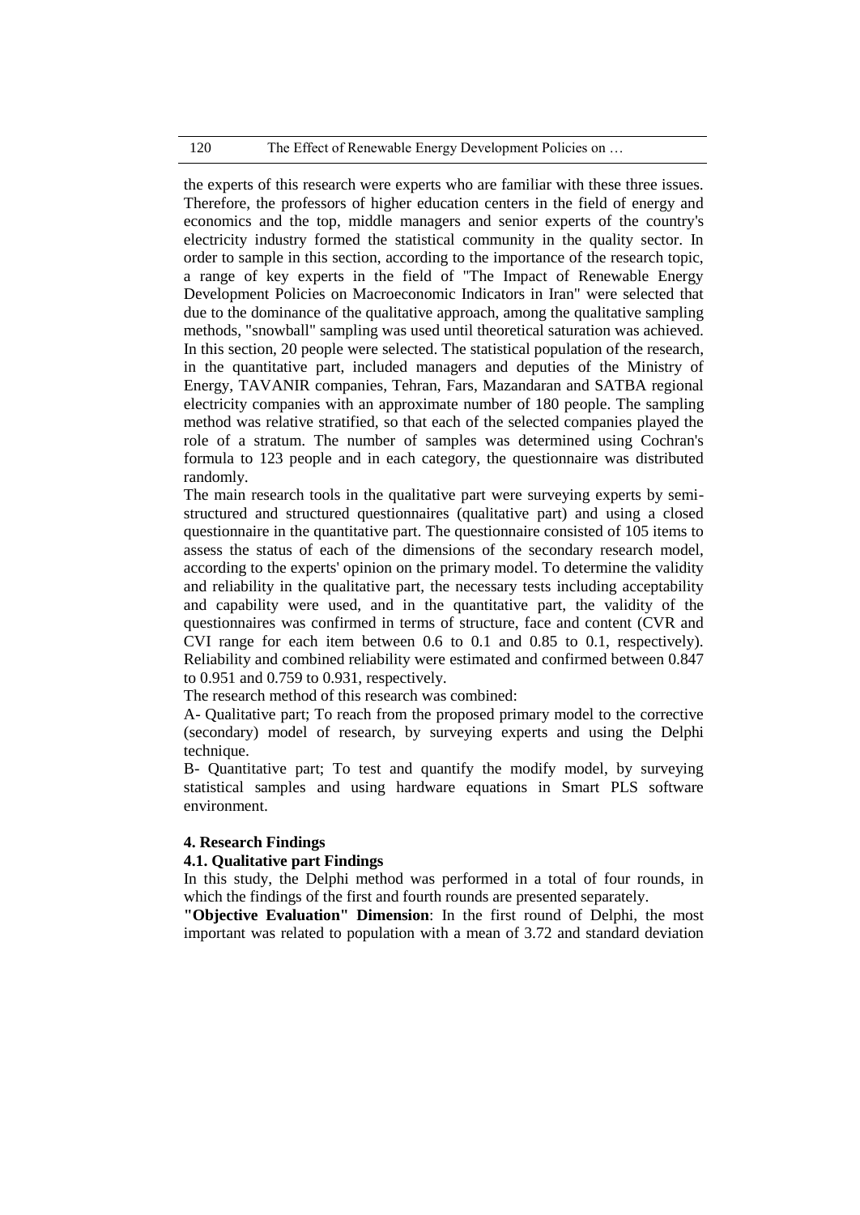the experts of this research were experts who are familiar with these three issues. Therefore, the professors of higher education centers in the field of energy and economics and the top, middle managers and senior experts of the country's electricity industry formed the statistical community in the quality sector. In order to sample in this section, according to the importance of the research topic, a range of key experts in the field of "The Impact of Renewable Energy Development Policies on Macroeconomic Indicators in Iran" were selected that due to the dominance of the qualitative approach, among the qualitative sampling methods, "snowball" sampling was used until theoretical saturation was achieved. In this section, 20 people were selected. The statistical population of the research, in the quantitative part, included managers and deputies of the Ministry of Energy, TAVANIR companies, Tehran, Fars, Mazandaran and SATBA regional electricity companies with an approximate number of 180 people. The sampling method was relative stratified, so that each of the selected companies played the role of a stratum. The number of samples was determined using Cochran's formula to 123 people and in each category, the questionnaire was distributed randomly.

The main research tools in the qualitative part were surveying experts by semi-structured and structured questionnaires (qualitative part) and using a closed questionnaire in the quantitative part. The questionnaire consisted of 105 items to assess the status of each of the dimensions of the secondary research model, according to the experts' opinion on the primary model. To determine the validity and reliability in the qualitative part, the necessary tests including acceptability and capability were used, and in the quantitative part, the validity of the questionnaires was confirmed in terms of structure, face and content (CVR and CVI range for each item between 0.6 to 0.1 and 0.85 to 0.1, respectively). Reliability and combined reliability were estimated and confirmed between 0.847 to 0.951 and 0.759 to 0.931, respectively.

The research method of this research was combined:

A- Qualitative part; To reach from the proposed primary model to the corrective (secondary) model of research, by surveying experts and using the Delphi technique.

B- Quantitative part; To test and quantify the modify model, by surveying statistical samples and using hardware equations in Smart PLS software environment.

## 4. Research Findings

### 4.1. Qualitative part Findings

In this study, the Delphi method was performed in a total of four rounds, in which the findings of the first and fourth rounds are presented separately.

**"Objective Evaluation" Dimension**: In the first round of Delphi, the most important was related to population with a mean of 3.72 and standard deviation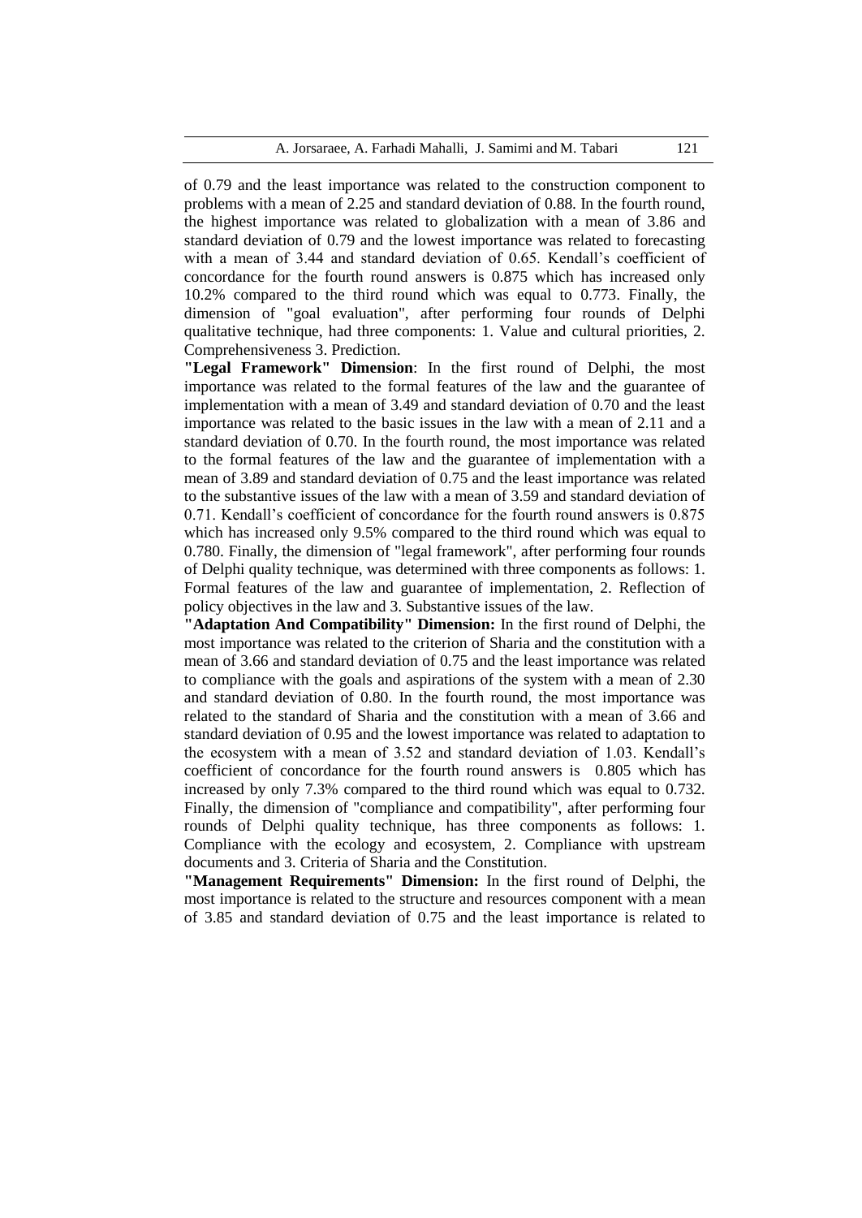of 0.79 and the least importance was related to the construction component to problems with a mean of 2.25 and standard deviation of 0.88. In the fourth round, the highest importance was related to globalization with a mean of 3.86 and standard deviation of 0.79 and the lowest importance was related to forecasting with a mean of 3.44 and standard deviation of 0.65. Kendall's coefficient of concordance for the fourth round answers is 0.875 which has increased only 10.2% compared to the third round which was equal to 0.773. Finally, the dimension of "goal evaluation", after performing four rounds of Delphi qualitative technique, had three components: 1. Value and cultural priorities, 2. Comprehensiveness 3. Prediction.

**"Legal Framework" Dimension**: In the first round of Delphi, the most importance was related to the formal features of the law and the guarantee of implementation with a mean of 3.49 and standard deviation of 0.70 and the least importance was related to the basic issues in the law with a mean of 2.11 and a standard deviation of 0.70. In the fourth round, the most importance was related to the formal features of the law and the guarantee of implementation with a mean of 3.89 and standard deviation of 0.75 and the least importance was related to the substantive issues of the law with a mean of 3.59 and standard deviation of 0.71. Kendall's coefficient of concordance for the fourth round answers is 0.875 which has increased only 9.5% compared to the third round which was equal to 0.780. Finally, the dimension of "legal framework", after performing four rounds of Delphi quality technique, was determined with three components as follows: 1. Formal features of the law and guarantee of implementation, 2. Reflection of policy objectives in the law and 3. Substantive issues of the law.

**"Adaptation And Compatibility" Dimension:** In the first round of Delphi, the most importance was related to the criterion of Sharia and the constitution with a mean of 3.66 and standard deviation of 0.75 and the least importance was related to compliance with the goals and aspirations of the system with a mean of 2.30 and standard deviation of 0.80. In the fourth round, the most importance was related to the standard of Sharia and the constitution with a mean of 3.66 and standard deviation of 0.95 and the lowest importance was related to adaptation to the ecosystem with a mean of 3.52 and standard deviation of 1.03. Kendall's coefficient of concordance for the fourth round answers is 0.805 which has increased by only 7.3% compared to the third round which was equal to 0.732. Finally, the dimension of "compliance and compatibility", after performing four rounds of Delphi quality technique, has three components as follows: 1. Compliance with the ecology and ecosystem, 2. Compliance with upstream documents and 3. Criteria of Sharia and the Constitution.

**"Management Requirements" Dimension:** In the first round of Delphi, the most importance is related to the structure and resources component with a mean of 3.85 and standard deviation of 0.75 and the least importance is related to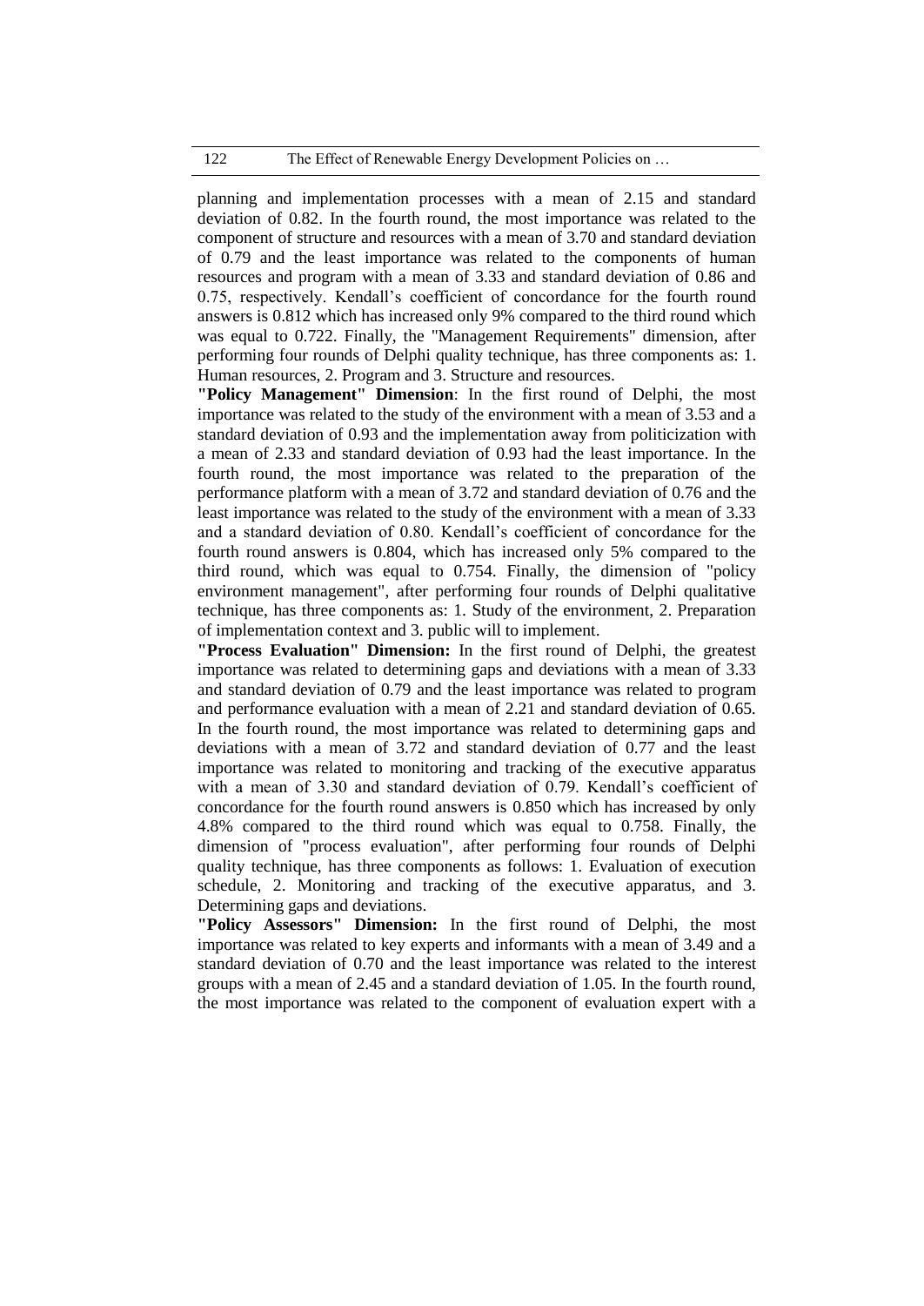planning and implementation processes with a mean of 2.15 and standard deviation of 0.82. In the fourth round, the most importance was related to the component of structure and resources with a mean of 3.70 and standard deviation of 0.79 and the least importance was related to the components of human resources and program with a mean of 3.33 and standard deviation of 0.86 and 0.75, respectively. Kendall's coefficient of concordance for the fourth round answers is 0.812 which has increased only 9% compared to the third round which was equal to 0.722. Finally, the "Management Requirements" dimension, after performing four rounds of Delphi quality technique, has three components as: 1. Human resources, 2. Program and 3. Structure and resources.

**"Policy Management" Dimension**: In the first round of Delphi, the most importance was related to the study of the environment with a mean of 3.53 and a standard deviation of 0.93 and the implementation away from politicization with a mean of 2.33 and standard deviation of 0.93 had the least importance. In the fourth round, the most importance was related to the preparation of the performance platform with a mean of 3.72 and standard deviation of 0.76 and the least importance was related to the study of the environment with a mean of 3.33 and a standard deviation of 0.80. Kendall's coefficient of concordance for the fourth round answers is 0.804, which has increased only 5% compared to the third round, which was equal to 0.754. Finally, the dimension of "policy environment management", after performing four rounds of Delphi qualitative technique, has three components as: 1. Study of the environment, 2. Preparation of implementation context and 3. public will to implement.

**"Process Evaluation" Dimension:** In the first round of Delphi, the greatest importance was related to determining gaps and deviations with a mean of 3.33 and standard deviation of 0.79 and the least importance was related to program and performance evaluation with a mean of 2.21 and standard deviation of 0.65. In the fourth round, the most importance was related to determining gaps and deviations with a mean of 3.72 and standard deviation of 0.77 and the least importance was related to monitoring and tracking of the executive apparatus with a mean of 3.30 and standard deviation of 0.79. Kendall's coefficient of concordance for the fourth round answers is 0.850 which has increased by only 4.8% compared to the third round which was equal to 0.758. Finally, the dimension of "process evaluation", after performing four rounds of Delphi quality technique, has three components as follows: 1. Evaluation of execution schedule, 2. Monitoring and tracking of the executive apparatus, and 3. Determining gaps and deviations.

**"Policy Assessors" Dimension:** In the first round of Delphi, the most importance was related to key experts and informants with a mean of 3.49 and a standard deviation of 0.70 and the least importance was related to the interest groups with a mean of 2.45 and a standard deviation of 1.05. In the fourth round, the most importance was related to the component of evaluation expert with a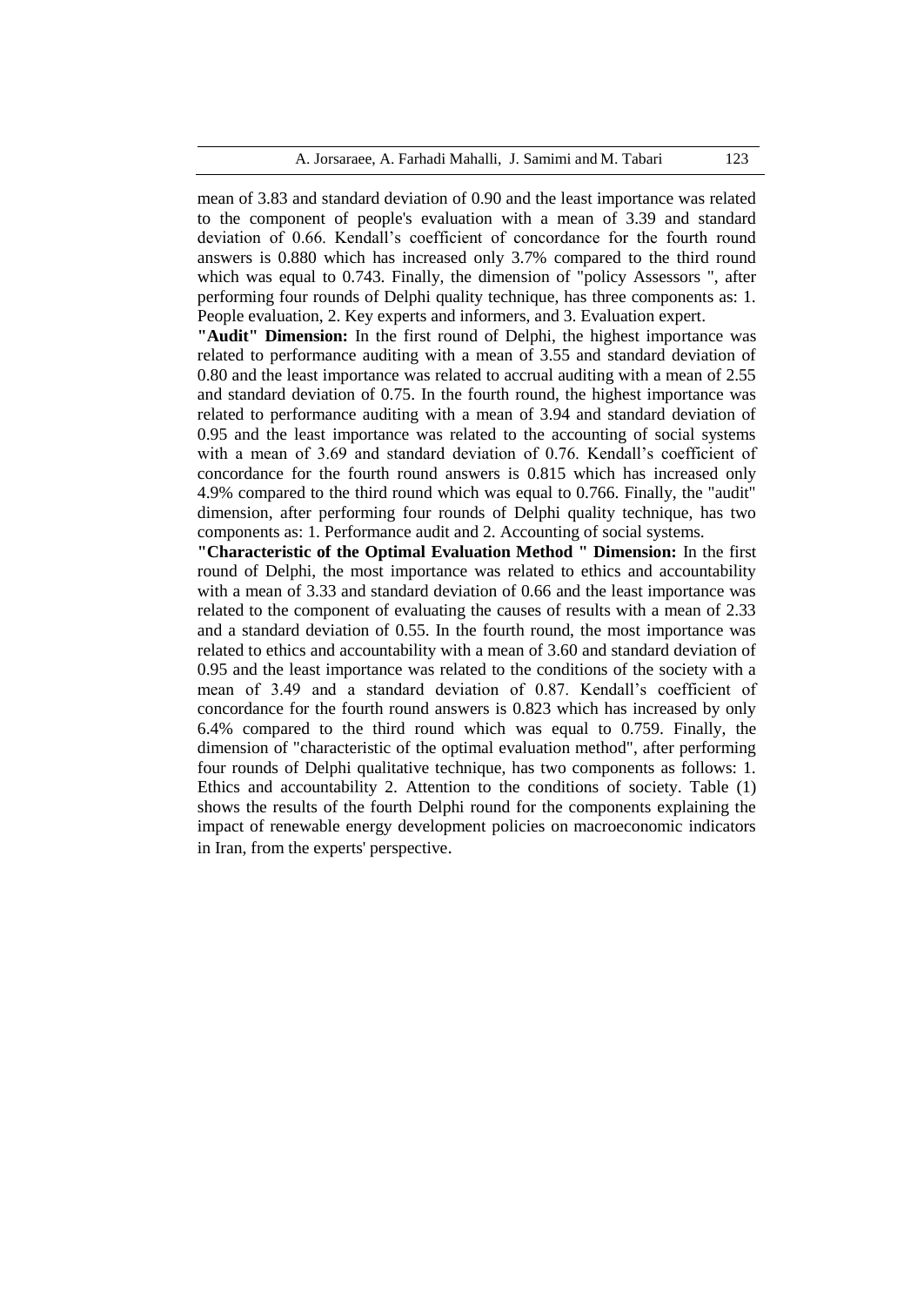mean of 3.83 and standard deviation of 0.90 and the least importance was related to the component of people's evaluation with a mean of 3.39 and standard deviation of 0.66. Kendall's coefficient of concordance for the fourth round answers is 0.880 which has increased only 3.7% compared to the third round which was equal to 0.743. Finally, the dimension of "policy Assessors ", after performing four rounds of Delphi quality technique, has three components as: 1. People evaluation, 2. Key experts and informers, and 3. Evaluation expert.

**"Audit" Dimension:** In the first round of Delphi, the highest importance was related to performance auditing with a mean of 3.55 and standard deviation of 0.80 and the least importance was related to accrual auditing with a mean of 2.55 and standard deviation of 0.75. In the fourth round, the highest importance was related to performance auditing with a mean of 3.94 and standard deviation of 0.95 and the least importance was related to the accounting of social systems with a mean of 3.69 and standard deviation of 0.76. Kendall's coefficient of concordance for the fourth round answers is 0.815 which has increased only 4.9% compared to the third round which was equal to 0.766. Finally, the "audit" dimension, after performing four rounds of Delphi quality technique, has two components as: 1. Performance audit and 2. Accounting of social systems.

**"Characteristic of the Optimal Evaluation Method " Dimension:** In the first round of Delphi, the most importance was related to ethics and accountability with a mean of 3.33 and standard deviation of 0.66 and the least importance was related to the component of evaluating the causes of results with a mean of 2.33 and a standard deviation of 0.55. In the fourth round, the most importance was related to ethics and accountability with a mean of 3.60 and standard deviation of 0.95 and the least importance was related to the conditions of the society with a mean of 3.49 and a standard deviation of 0.87. Kendall's coefficient of concordance for the fourth round answers is 0.823 which has increased by only 6.4% compared to the third round which was equal to 0.759. Finally, the dimension of "characteristic of the optimal evaluation method", after performing four rounds of Delphi qualitative technique, has two components as follows: 1. Ethics and accountability 2. Attention to the conditions of society. Table (1) shows the results of the fourth Delphi round for the components explaining the impact of renewable energy development policies on macroeconomic indicators in Iran, from the experts' perspective.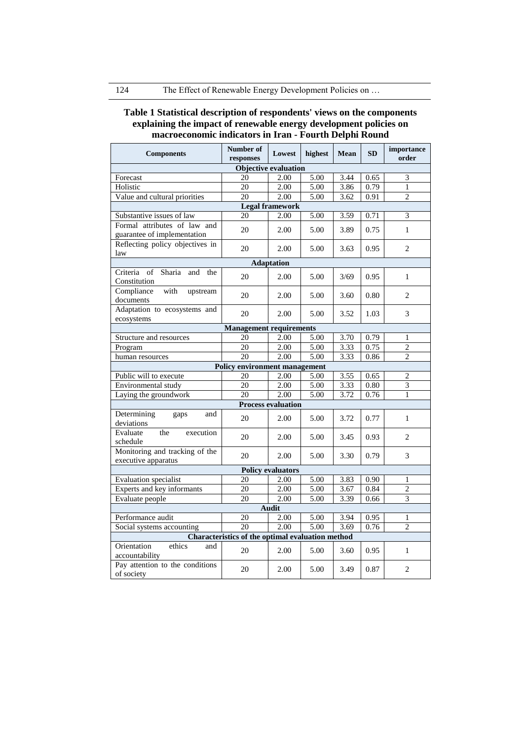**Table 1 Statistical description of respondents' views on the components explaining the impact of renewable energy development policies on macroeconomic indicators in Iran - Fourth Delphi Round**

| Components | Number of responses | Lowest | highest | Mean | SD | importance order |
|---|---|---|---|---|---|---|
| **Objective evaluation** | | | | | | |
| Forecast | 20 | 2.00 | 5.00 | 3.44 | 0.65 | 3 |
| Holistic | 20 | 2.00 | 5.00 | 3.86 | 0.79 | 1 |
| Value and cultural priorities | 20 | 2.00 | 5.00 | 3.62 | 0.91 | 2 |
| **Legal framework** | | | | | | |
| Substantive issues of law | 20 | 2.00 | 5.00 | 3.59 | 0.71 | 3 |
| Formal attributes of law and guarantee of implementation | 20 | 2.00 | 5.00 | 3.89 | 0.75 | 1 |
| Reflecting policy objectives in law | 20 | 2.00 | 5.00 | 3.63 | 0.95 | 2 |
| **Adaptation** | | | | | | |
| Criteria of Sharia and the Constitution | 20 | 2.00 | 5.00 | 3/69 | 0.95 | 1 |
| Compliance with upstream documents | 20 | 2.00 | 5.00 | 3.60 | 0.80 | 2 |
| Adaptation to ecosystems and ecosystems | 20 | 2.00 | 5.00 | 3.52 | 1.03 | 3 |
| **Management requirements** | | | | | | |
| Structure and resources | 20 | 2.00 | 5.00 | 3.70 | 0.79 | 1 |
| Program | 20 | 2.00 | 5.00 | 3.33 | 0.75 | 2 |
| human resources | 20 | 2.00 | 5.00 | 3.33 | 0.86 | 2 |
| **Policy environment management** | | | | | | |
| Public will to execute | 20 | 2.00 | 5.00 | 3.55 | 0.65 | 2 |
| Environmental study | 20 | 2.00 | 5.00 | 3.33 | 0.80 | 3 |
| Laying the groundwork | 20 | 2.00 | 5.00 | 3.72 | 0.76 | 1 |
| **Process evaluation** | | | | | | |
| Determining gaps and deviations | 20 | 2.00 | 5.00 | 3.72 | 0.77 | 1 |
| Evaluate the execution schedule | 20 | 2.00 | 5.00 | 3.45 | 0.93 | 2 |
| Monitoring and tracking of the executive apparatus | 20 | 2.00 | 5.00 | 3.30 | 0.79 | 3 |
| **Policy evaluators** | | | | | | |
| Evaluation specialist | 20 | 2.00 | 5.00 | 3.83 | 0.90 | 1 |
| Experts and key informants | 20 | 2.00 | 5.00 | 3.67 | 0.84 | 2 |
| Evaluate people | 20 | 2.00 | 5.00 | 3.39 | 0.66 | 3 |
| **Audit** | | | | | | |
| Performance audit | 20 | 2.00 | 5.00 | 3.94 | 0.95 | 1 |
| Social systems accounting | 20 | 2.00 | 5.00 | 3.69 | 0.76 | 2 |
| **Characteristics of the optimal evaluation method** | | | | | | |
| Orientation ethics and accountability | 20 | 2.00 | 5.00 | 3.60 | 0.95 | 1 |
| Pay attention to the conditions of society | 20 | 2.00 | 5.00 | 3.49 | 0.87 | 2 |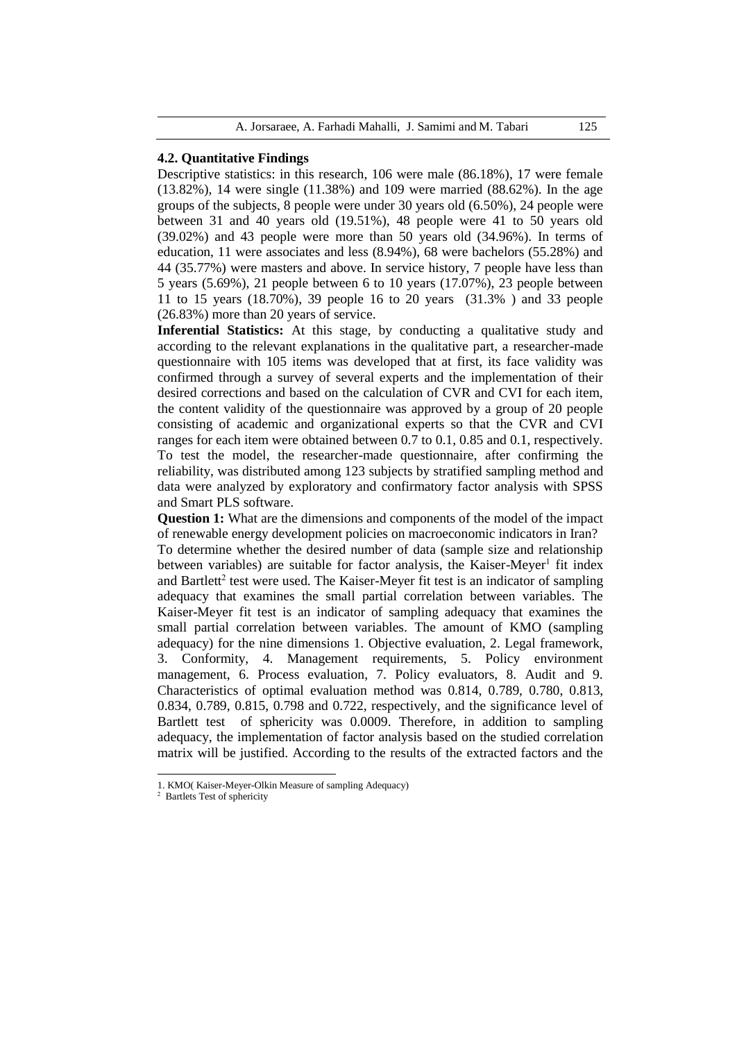### 4.2. Quantitative Findings

Descriptive statistics: in this research, 106 were male (86.18%), 17 were female (13.82%), 14 were single (11.38%) and 109 were married (88.62%). In the age groups of the subjects, 8 people were under 30 years old (6.50%), 24 people were between 31 and 40 years old (19.51%), 48 people were 41 to 50 years old (39.02%) and 43 people were more than 50 years old (34.96%). In terms of education, 11 were associates and less (8.94%), 68 were bachelors (55.28%) and 44 (35.77%) were masters and above. In service history, 7 people have less than 5 years (5.69%), 21 people between 6 to 10 years (17.07%), 23 people between 11 to 15 years (18.70%), 39 people 16 to 20 years (31.3% ) and 33 people (26.83%) more than 20 years of service.

**Inferential Statistics:** At this stage, by conducting a qualitative study and according to the relevant explanations in the qualitative part, a researcher-made questionnaire with 105 items was developed that at first, its face validity was confirmed through a survey of several experts and the implementation of their desired corrections and based on the calculation of CVR and CVI for each item, the content validity of the questionnaire was approved by a group of 20 people consisting of academic and organizational experts so that the CVR and CVI ranges for each item were obtained between 0.7 to 0.1, 0.85 and 0.1, respectively. To test the model, the researcher-made questionnaire, after confirming the reliability, was distributed among 123 subjects by stratified sampling method and data were analyzed by exploratory and confirmatory factor analysis with SPSS and Smart PLS software.

**Question 1:** What are the dimensions and components of the model of the impact of renewable energy development policies on macroeconomic indicators in Iran?

To determine whether the desired number of data (sample size and relationship between variables) are suitable for factor analysis, the Kaiser-Meyer[1] fit index and Bartlett[2] test were used. The Kaiser-Meyer fit test is an indicator of sampling adequacy that examines the small partial correlation between variables. The Kaiser-Meyer fit test is an indicator of sampling adequacy that examines the small partial correlation between variables. The amount of KMO (sampling adequacy) for the nine dimensions 1. Objective evaluation, 2. Legal framework, 3. Conformity, 4. Management requirements, 5. Policy environment management, 6. Process evaluation, 7. Policy evaluators, 8. Audit and 9. Characteristics of optimal evaluation method was 0.814, 0.789, 0.780, 0.813, 0.834, 0.789, 0.815, 0.798 and 0.722, respectively, and the significance level of Bartlett test of sphericity was 0.0009. Therefore, in addition to sampling adequacy, the implementation of factor analysis based on the studied correlation matrix will be justified. According to the results of the extracted factors and the

1. KMO( Kaiser-Meyer-Olkin Measure of sampling Adequacy)

2 Bartlets Test of sphericity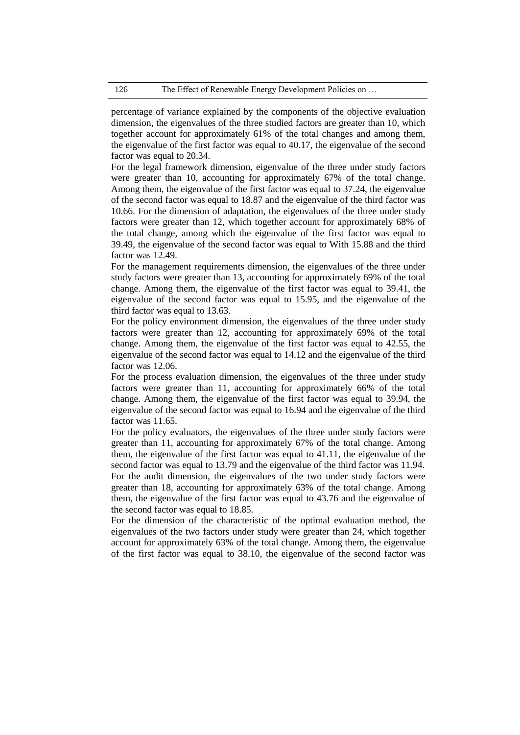percentage of variance explained by the components of the objective evaluation dimension, the eigenvalues of the three studied factors are greater than 10, which together account for approximately 61% of the total changes and among them, the eigenvalue of the first factor was equal to 40.17, the eigenvalue of the second factor was equal to 20.34.

For the legal framework dimension, eigenvalue of the three under study factors were greater than 10, accounting for approximately 67% of the total change. Among them, the eigenvalue of the first factor was equal to 37.24, the eigenvalue of the second factor was equal to 18.87 and the eigenvalue of the third factor was 10.66. For the dimension of adaptation, the eigenvalues of the three under study factors were greater than 12, which together account for approximately 68% of the total change, among which the eigenvalue of the first factor was equal to 39.49, the eigenvalue of the second factor was equal to With 15.88 and the third factor was 12.49.

For the management requirements dimension, the eigenvalues of the three under study factors were greater than 13, accounting for approximately 69% of the total change. Among them, the eigenvalue of the first factor was equal to 39.41, the eigenvalue of the second factor was equal to 15.95, and the eigenvalue of the third factor was equal to 13.63.

For the policy environment dimension, the eigenvalues of the three under study factors were greater than 12, accounting for approximately 69% of the total change. Among them, the eigenvalue of the first factor was equal to 42.55, the eigenvalue of the second factor was equal to 14.12 and the eigenvalue of the third factor was 12.06.

For the process evaluation dimension, the eigenvalues of the three under study factors were greater than 11, accounting for approximately 66% of the total change. Among them, the eigenvalue of the first factor was equal to 39.94, the eigenvalue of the second factor was equal to 16.94 and the eigenvalue of the third factor was 11.65.

For the policy evaluators, the eigenvalues of the three under study factors were greater than 11, accounting for approximately 67% of the total change. Among them, the eigenvalue of the first factor was equal to 41.11, the eigenvalue of the second factor was equal to 13.79 and the eigenvalue of the third factor was 11.94.

For the audit dimension, the eigenvalues of the two under study factors were greater than 18, accounting for approximately 63% of the total change. Among them, the eigenvalue of the first factor was equal to 43.76 and the eigenvalue of the second factor was equal to 18.85.

For the dimension of the characteristic of the optimal evaluation method, the eigenvalues of the two factors under study were greater than 24, which together account for approximately 63% of the total change. Among them, the eigenvalue of the first factor was equal to 38.10, the eigenvalue of the second factor was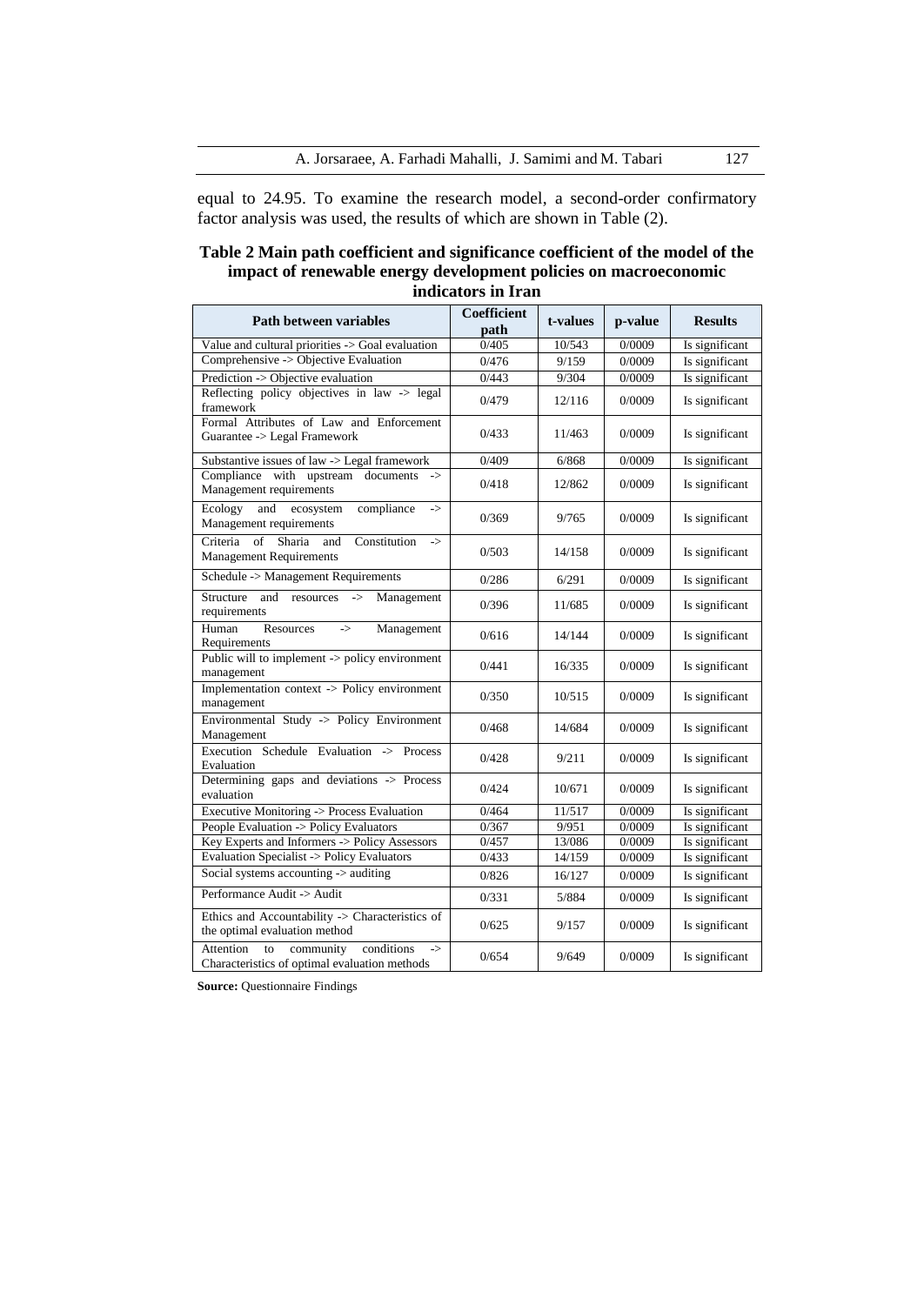equal to 24.95. To examine the research model, a second-order confirmatory factor analysis was used, the results of which are shown in Table (2).

**Table 2 Main path coefficient and significance coefficient of the model of the impact of renewable energy development policies on macroeconomic indicators in Iran**

| Path between variables | Coefficient path | t-values | p-value | Results |
|---|---|---|---|---|
| Value and cultural priorities -> Goal evaluation | 0/405 | 10/543 | 0/0009 | Is significant |
| Comprehensive -> Objective Evaluation | 0/476 | 9/159 | 0/0009 | Is significant |
| Prediction -> Objective evaluation | 0/443 | 9/304 | 0/0009 | Is significant |
| Reflecting policy objectives in law -> legal framework | 0/479 | 12/116 | 0/0009 | Is significant |
| Formal Attributes of Law and Enforcement Guarantee -> Legal Framework | 0/433 | 11/463 | 0/0009 | Is significant |
| Substantive issues of law -> Legal framework | 0/409 | 6/868 | 0/0009 | Is significant |
| Compliance with upstream documents -> Management requirements | 0/418 | 12/862 | 0/0009 | Is significant |
| Ecology and ecosystem compliance -> Management requirements | 0/369 | 9/765 | 0/0009 | Is significant |
| Criteria of Sharia and Constitution -> Management Requirements | 0/503 | 14/158 | 0/0009 | Is significant |
| Schedule -> Management Requirements | 0/286 | 6/291 | 0/0009 | Is significant |
| Structure and resources -> Management requirements | 0/396 | 11/685 | 0/0009 | Is significant |
| Human Resources -> Management Requirements | 0/616 | 14/144 | 0/0009 | Is significant |
| Public will to implement -> policy environment management | 0/441 | 16/335 | 0/0009 | Is significant |
| Implementation context -> Policy environment management | 0/350 | 10/515 | 0/0009 | Is significant |
| Environmental Study -> Policy Environment Management | 0/468 | 14/684 | 0/0009 | Is significant |
| Execution Schedule Evaluation -> Process Evaluation | 0/428 | 9/211 | 0/0009 | Is significant |
| Determining gaps and deviations -> Process evaluation | 0/424 | 10/671 | 0/0009 | Is significant |
| Executive Monitoring -> Process Evaluation | 0/464 | 11/517 | 0/0009 | Is significant |
| People Evaluation -> Policy Evaluators | 0/367 | 9/951 | 0/0009 | Is significant |
| Key Experts and Informers -> Policy Assessors | 0/457 | 13/086 | 0/0009 | Is significant |
| Evaluation Specialist -> Policy Evaluators | 0/433 | 14/159 | 0/0009 | Is significant |
| Social systems accounting -> auditing | 0/826 | 16/127 | 0/0009 | Is significant |
| Performance Audit -> Audit | 0/331 | 5/884 | 0/0009 | Is significant |
| Ethics and Accountability -> Characteristics of the optimal evaluation method | 0/625 | 9/157 | 0/0009 | Is significant |
| Attention to community conditions -> Characteristics of optimal evaluation methods | 0/654 | 9/649 | 0/0009 | Is significant |

**Source:** Questionnaire Findings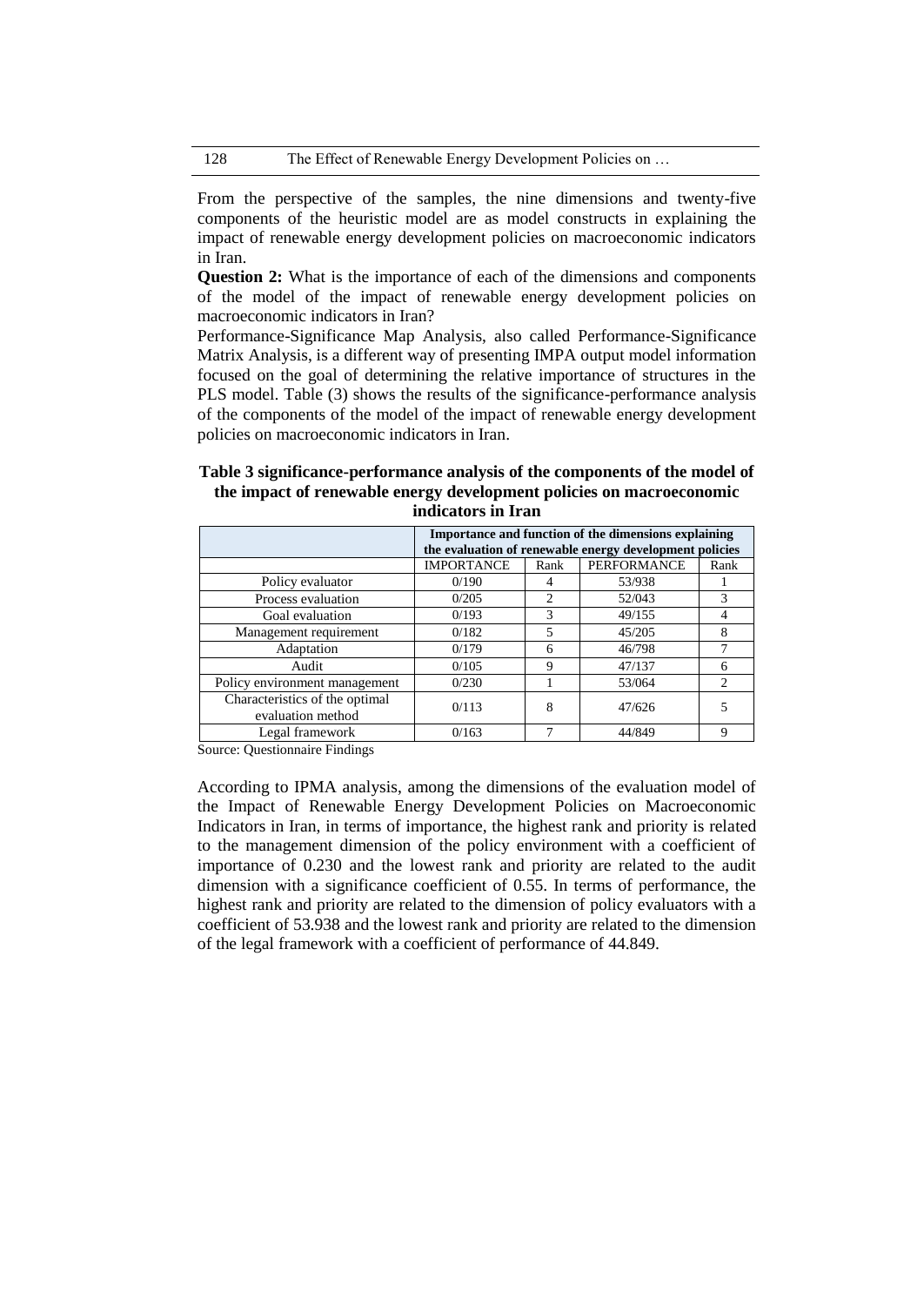From the perspective of the samples, the nine dimensions and twenty-five components of the heuristic model are as model constructs in explaining the impact of renewable energy development policies on macroeconomic indicators in Iran.

**Question 2:** What is the importance of each of the dimensions and components of the model of the impact of renewable energy development policies on macroeconomic indicators in Iran?

Performance-Significance Map Analysis, also called Performance-Significance Matrix Analysis, is a different way of presenting IMPA output model information focused on the goal of determining the relative importance of structures in the PLS model. Table (3) shows the results of the significance-performance analysis of the components of the model of the impact of renewable energy development policies on macroeconomic indicators in Iran.

**Table 3 significance-performance analysis of the components of the model of the impact of renewable energy development policies on macroeconomic indicators in Iran**

| | Importance and function of the dimensions explaining the evaluation of renewable energy development policies | | | |
|---|---|---|---|---|
| | IMPORTANCE | Rank | PERFORMANCE | Rank |
| Policy evaluator | 0/190 | 4 | 53/938 | 1 |
| Process evaluation | 0/205 | 2 | 52/043 | 3 |
| Goal evaluation | 0/193 | 3 | 49/155 | 4 |
| Management requirement | 0/182 | 5 | 45/205 | 8 |
| Adaptation | 0/179 | 6 | 46/798 | 7 |
| Audit | 0/105 | 9 | 47/137 | 6 |
| Policy environment management | 0/230 | 1 | 53/064 | 2 |
| Characteristics of the optimal evaluation method | 0/113 | 8 | 47/626 | 5 |
| Legal framework | 0/163 | 7 | 44/849 | 9 |

Source: Questionnaire Findings

According to IPMA analysis, among the dimensions of the evaluation model of the Impact of Renewable Energy Development Policies on Macroeconomic Indicators in Iran, in terms of importance, the highest rank and priority is related to the management dimension of the policy environment with a coefficient of importance of 0.230 and the lowest rank and priority are related to the audit dimension with a significance coefficient of 0.55. In terms of performance, the highest rank and priority are related to the dimension of policy evaluators with a coefficient of 53.938 and the lowest rank and priority are related to the dimension of the legal framework with a coefficient of performance of 44.849.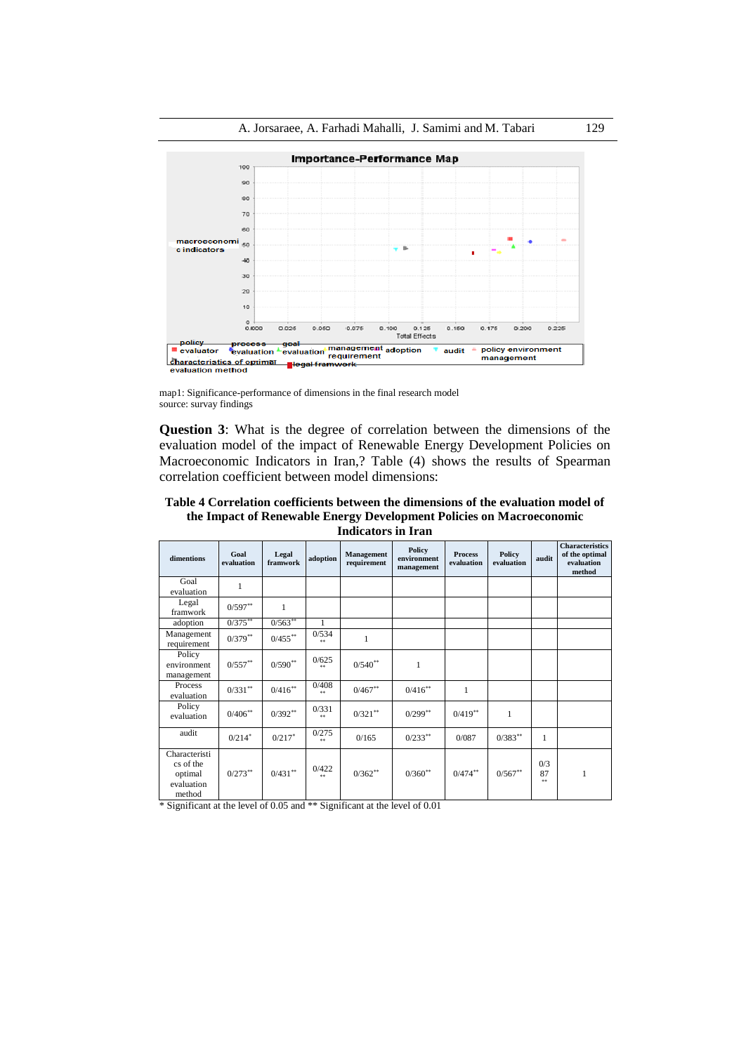map1: Significance-performance of dimensions in the final research model
source: survay findings

**Question 3**: What is the degree of correlation between the dimensions of the evaluation model of the impact of Renewable Energy Development Policies on Macroeconomic Indicators in Iran,? Table (4) shows the results of Spearman correlation coefficient between model dimensions:

**Table 4 Correlation coefficients between the dimensions of the evaluation model of the Impact of Renewable Energy Development Policies on Macroeconomic Indicators in Iran**

| dimentions | Goal evaluation | Legal framwork | adoption | Management requirement | Policy environment management | Process evaluation | Policy evaluation | audit | Characteristics of the optimal evaluation method |
|---|---|---|---|---|---|---|---|---|---|
| Goal evaluation | 1 | | | | | | | | |
| Legal framwork | 0/597** | 1 | | | | | | | |
| adoption | 0/375** | 0/563** | 1 | | | | | | |
| Management requirement | 0/379** | 0/455** | 0/534** | 1 | | | | | |
| Policy environment management | 0/557** | 0/590** | 0/625** | 0/540** | 1 | | | | |
| Process evaluation | 0/331** | 0/416** | 0/408** | 0/467** | 0/416** | 1 | | | |
| Policy evaluation | 0/406** | 0/392** | 0/331** | 0/321** | 0/299** | 0/419** | 1 | | |
| audit | 0/214* | 0/217* | 0/275** | 0/165 | 0/233** | 0/087 | 0/383** | 1 | |
| Characteristics of the optimal evaluation method | 0/273** | 0/431** | 0/422** | 0/362** | 0/360** | 0/474** | 0/567** | 0/387** | 1 |

\* Significant at the level of 0.05 and ** Significant at the level of 0.01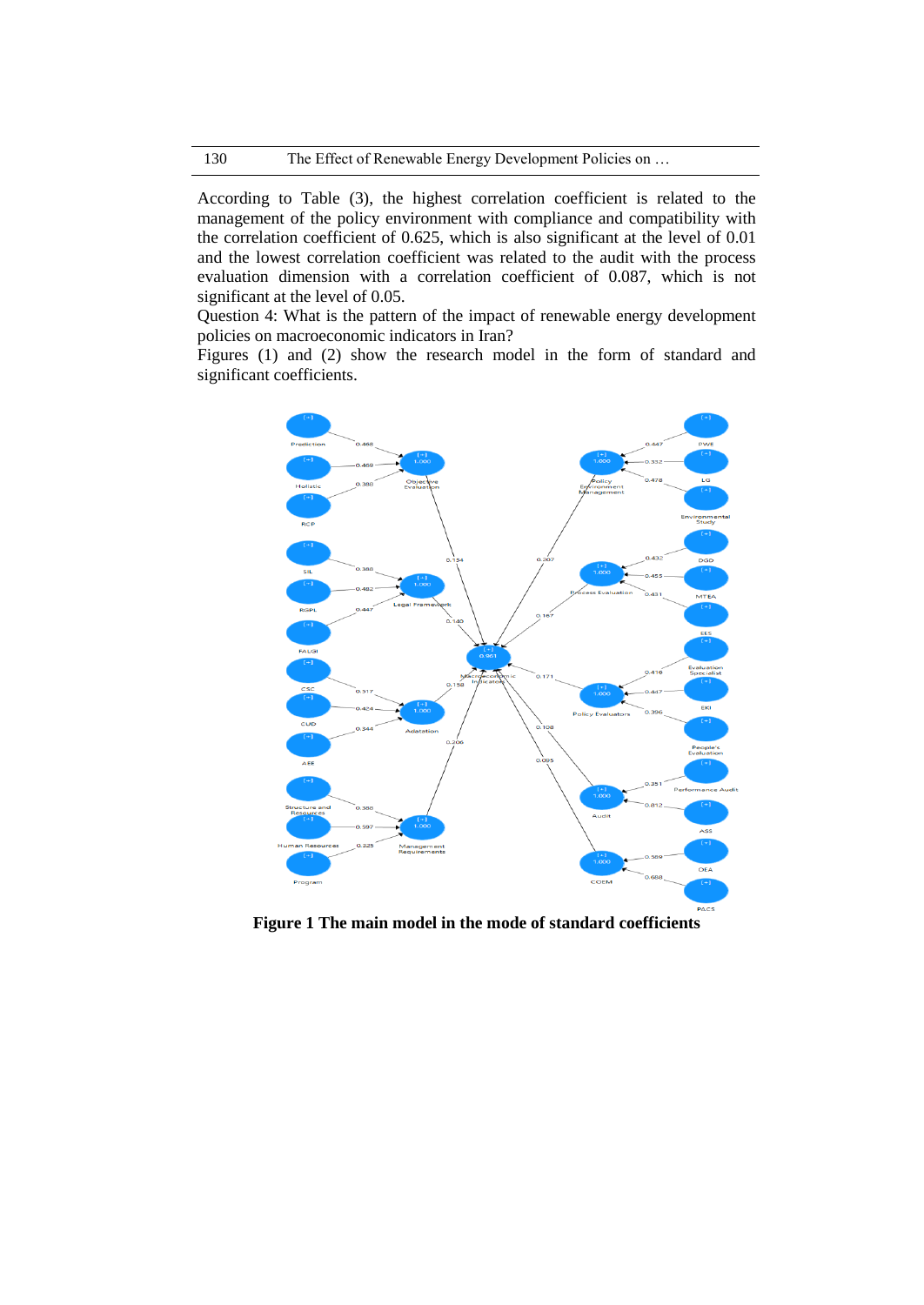According to Table (3), the highest correlation coefficient is related to the management of the policy environment with compliance and compatibility with the correlation coefficient of 0.625, which is also significant at the level of 0.01 and the lowest correlation coefficient was related to the audit with the process evaluation dimension with a correlation coefficient of 0.087, which is not significant at the level of 0.05.

Question 4: What is the pattern of the impact of renewable energy development policies on macroeconomic indicators in Iran?

Figures (1) and (2) show the research model in the form of standard and significant coefficients.

**Figure 1 The main model in the mode of standard coefficients**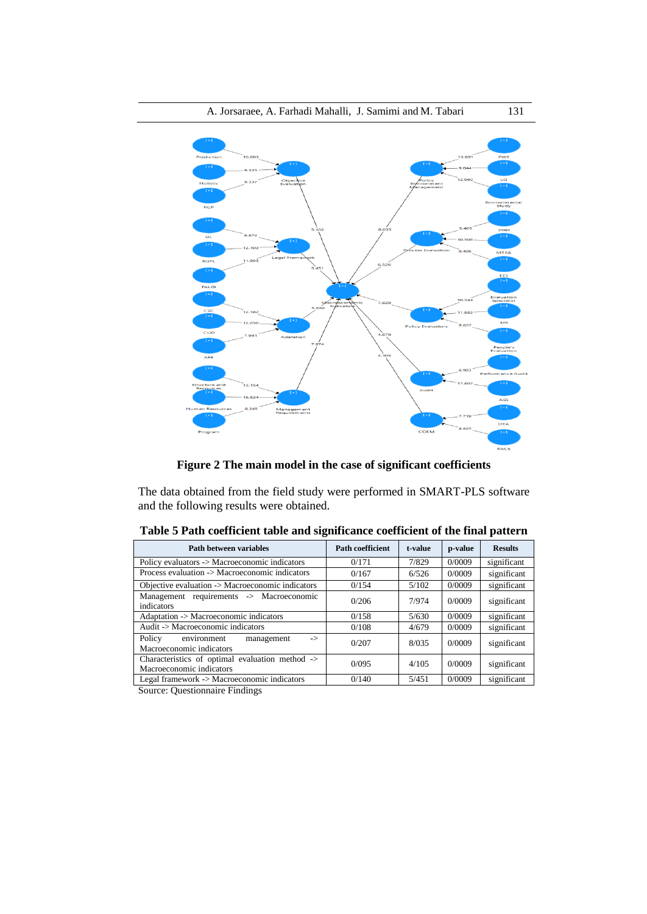**Figure 2 The main model in the case of significant coefficients**

The data obtained from the field study were performed in SMART-PLS software and the following results were obtained.

**Table 5 Path coefficient table and significance coefficient of the final pattern**

| Path between variables | Path coefficient | t-value | p-value | Results |
|---|---|---|---|---|
| Policy evaluators -> Macroeconomic indicators | 0/171 | 7/829 | 0/0009 | significant |
| Process evaluation -> Macroeconomic indicators | 0/167 | 6/526 | 0/0009 | significant |
| Objective evaluation -> Macroeconomic indicators | 0/154 | 5/102 | 0/0009 | significant |
| Management requirements -> Macroeconomic indicators | 0/206 | 7/974 | 0/0009 | significant |
| Adaptation -> Macroeconomic indicators | 0/158 | 5/630 | 0/0009 | significant |
| Audit -> Macroeconomic indicators | 0/108 | 4/679 | 0/0009 | significant |
| Policy environment management -> Macroeconomic indicators | 0/207 | 8/035 | 0/0009 | significant |
| Characteristics of optimal evaluation method -> Macroeconomic indicators | 0/095 | 4/105 | 0/0009 | significant |
| Legal framework -> Macroeconomic indicators | 0/140 | 5/451 | 0/0009 | significant |

Source: Questionnaire Findings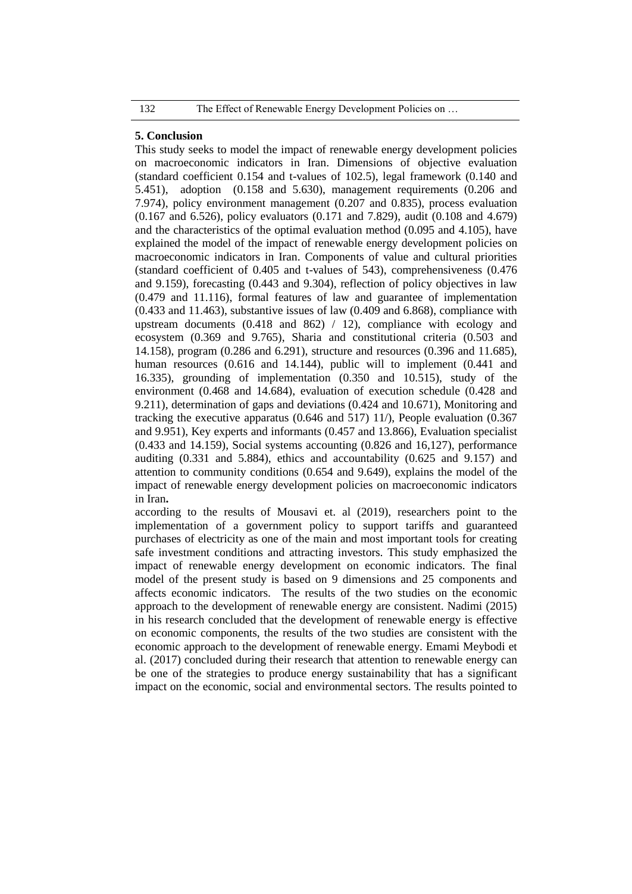## 5. Conclusion

This study seeks to model the impact of renewable energy development policies on macroeconomic indicators in Iran. Dimensions of objective evaluation (standard coefficient 0.154 and t-values of 102.5), legal framework (0.140 and 5.451), adoption (0.158 and 5.630), management requirements (0.206 and 7.974), policy environment management (0.207 and 0.835), process evaluation (0.167 and 6.526), policy evaluators (0.171 and 7.829), audit (0.108 and 4.679) and the characteristics of the optimal evaluation method (0.095 and 4.105), have explained the model of the impact of renewable energy development policies on macroeconomic indicators in Iran. Components of value and cultural priorities (standard coefficient of 0.405 and t-values of 543), comprehensiveness (0.476 and 9.159), forecasting (0.443 and 9.304), reflection of policy objectives in law (0.479 and 11.116), formal features of law and guarantee of implementation (0.433 and 11.463), substantive issues of law (0.409 and 6.868), compliance with upstream documents (0.418 and 862) / 12), compliance with ecology and ecosystem (0.369 and 9.765), Sharia and constitutional criteria (0.503 and 14.158), program (0.286 and 6.291), structure and resources (0.396 and 11.685), human resources (0.616 and 14.144), public will to implement (0.441 and 16.335), grounding of implementation (0.350 and 10.515), study of the environment (0.468 and 14.684), evaluation of execution schedule (0.428 and 9.211), determination of gaps and deviations (0.424 and 10.671), Monitoring and tracking the executive apparatus (0.646 and 517) 11/), People evaluation (0.367 and 9.951), Key experts and informants (0.457 and 13.866), Evaluation specialist (0.433 and 14.159), Social systems accounting (0.826 and 16,127), performance auditing (0.331 and 5.884), ethics and accountability (0.625 and 9.157) and attention to community conditions (0.654 and 9.649), explains the model of the impact of renewable energy development policies on macroeconomic indicators in Iran**.**

according to the results of Mousavi et. al (2019), researchers point to the implementation of a government policy to support tariffs and guaranteed purchases of electricity as one of the main and most important tools for creating safe investment conditions and attracting investors. This study emphasized the impact of renewable energy development on economic indicators. The final model of the present study is based on 9 dimensions and 25 components and affects economic indicators. The results of the two studies on the economic approach to the development of renewable energy are consistent. Nadimi (2015) in his research concluded that the development of renewable energy is effective on economic components, the results of the two studies are consistent with the economic approach to the development of renewable energy. Emami Meybodi et al. (2017) concluded during their research that attention to renewable energy can be one of the strategies to produce energy sustainability that has a significant impact on the economic, social and environmental sectors. The results pointed to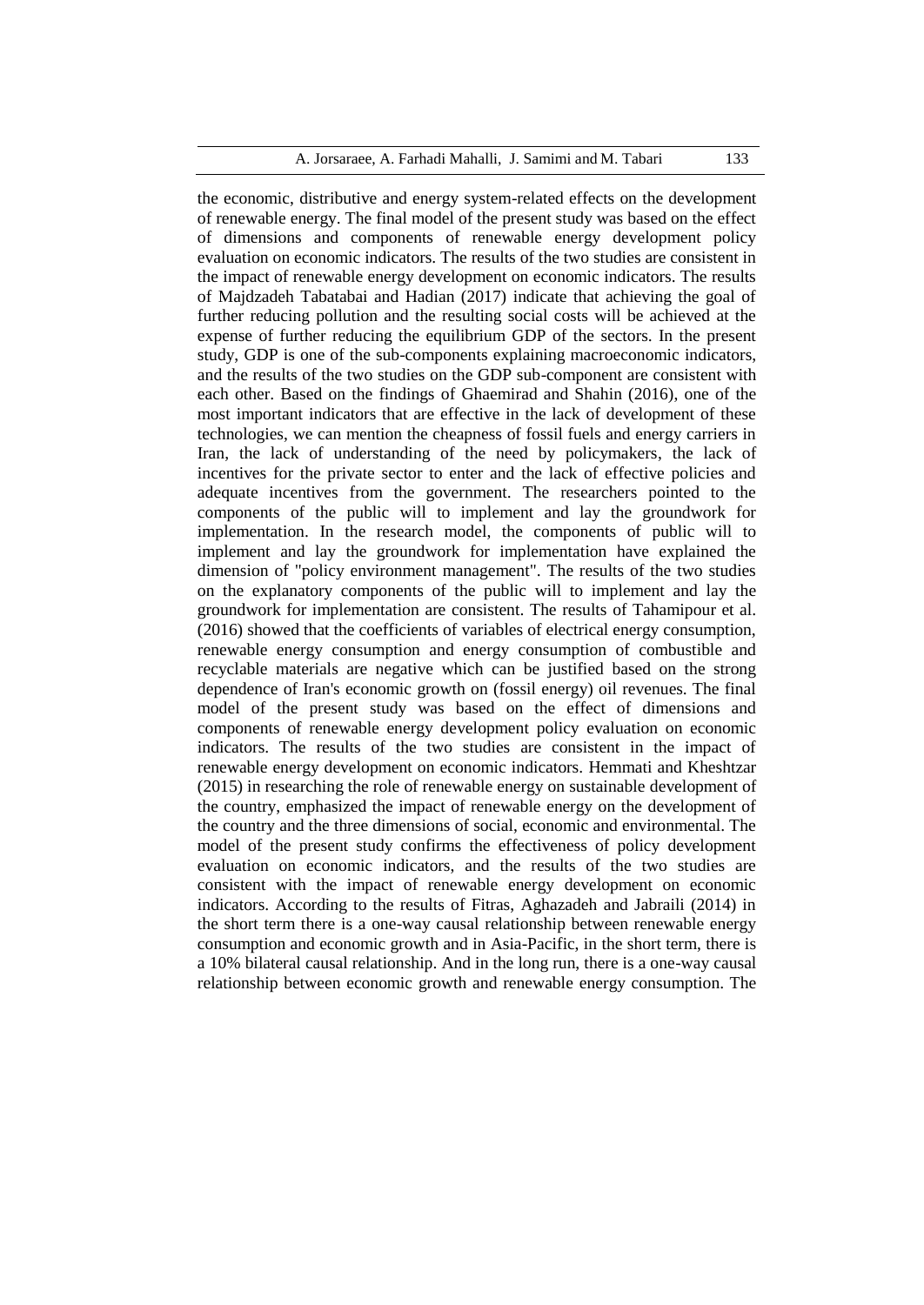the economic, distributive and energy system-related effects on the development of renewable energy. The final model of the present study was based on the effect of dimensions and components of renewable energy development policy evaluation on economic indicators. The results of the two studies are consistent in the impact of renewable energy development on economic indicators. The results of Majdzadeh Tabatabai and Hadian (2017) indicate that achieving the goal of further reducing pollution and the resulting social costs will be achieved at the expense of further reducing the equilibrium GDP of the sectors. In the present study, GDP is one of the sub-components explaining macroeconomic indicators, and the results of the two studies on the GDP sub-component are consistent with each other. Based on the findings of Ghaemirad and Shahin (2016), one of the most important indicators that are effective in the lack of development of these technologies, we can mention the cheapness of fossil fuels and energy carriers in Iran, the lack of understanding of the need by policymakers, the lack of incentives for the private sector to enter and the lack of effective policies and adequate incentives from the government. The researchers pointed to the components of the public will to implement and lay the groundwork for implementation. In the research model, the components of public will to implement and lay the groundwork for implementation have explained the dimension of "policy environment management". The results of the two studies on the explanatory components of the public will to implement and lay the groundwork for implementation are consistent. The results of Tahamipour et al. (2016) showed that the coefficients of variables of electrical energy consumption, renewable energy consumption and energy consumption of combustible and recyclable materials are negative which can be justified based on the strong dependence of Iran's economic growth on (fossil energy) oil revenues. The final model of the present study was based on the effect of dimensions and components of renewable energy development policy evaluation on economic indicators. The results of the two studies are consistent in the impact of renewable energy development on economic indicators. Hemmati and Kheshtzar (2015) in researching the role of renewable energy on sustainable development of the country, emphasized the impact of renewable energy on the development of the country and the three dimensions of social, economic and environmental. The model of the present study confirms the effectiveness of policy development evaluation on economic indicators, and the results of the two studies are consistent with the impact of renewable energy development on economic indicators. According to the results of Fitras, Aghazadeh and Jabraili (2014) in the short term there is a one-way causal relationship between renewable energy consumption and economic growth and in Asia-Pacific, in the short term, there is a 10% bilateral causal relationship. And in the long run, there is a one-way causal relationship between economic growth and renewable energy consumption. The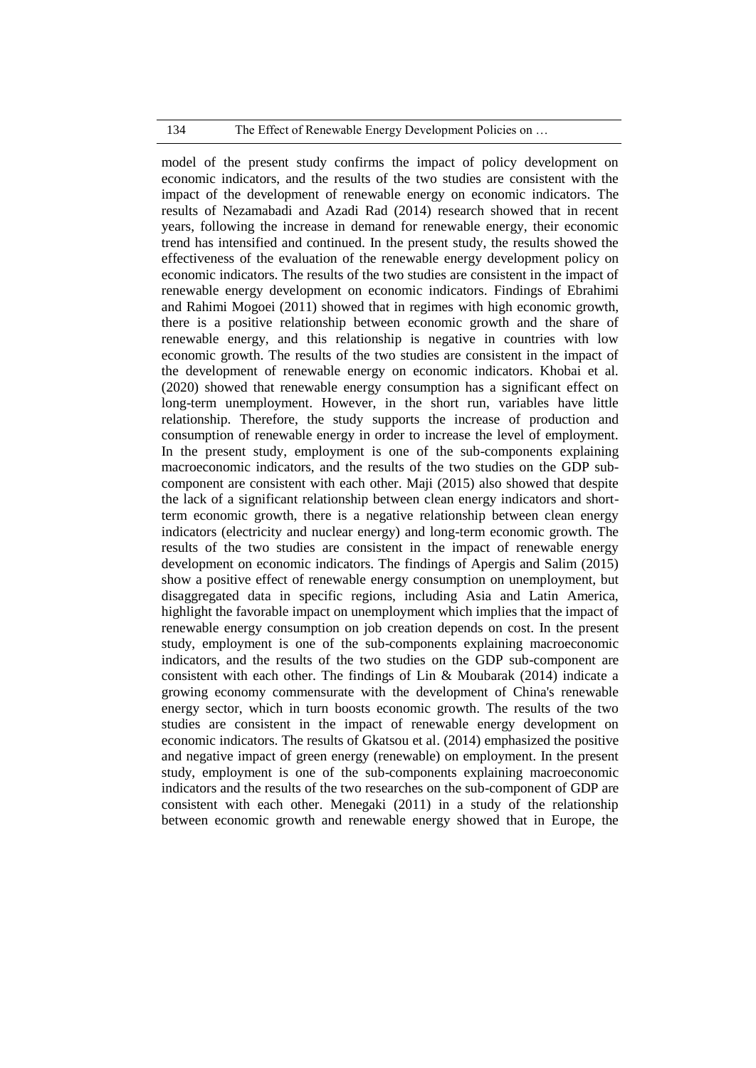model of the present study confirms the impact of policy development on economic indicators, and the results of the two studies are consistent with the impact of the development of renewable energy on economic indicators. The results of Nezamabadi and Azadi Rad (2014) research showed that in recent years, following the increase in demand for renewable energy, their economic trend has intensified and continued. In the present study, the results showed the effectiveness of the evaluation of the renewable energy development policy on economic indicators. The results of the two studies are consistent in the impact of renewable energy development on economic indicators. Findings of Ebrahimi and Rahimi Mogoei (2011) showed that in regimes with high economic growth, there is a positive relationship between economic growth and the share of renewable energy, and this relationship is negative in countries with low economic growth. The results of the two studies are consistent in the impact of the development of renewable energy on economic indicators. Khobai et al. (2020) showed that renewable energy consumption has a significant effect on long-term unemployment. However, in the short run, variables have little relationship. Therefore, the study supports the increase of production and consumption of renewable energy in order to increase the level of employment. In the present study, employment is one of the sub-components explaining macroeconomic indicators, and the results of the two studies on the GDP sub-component are consistent with each other. Maji (2015) also showed that despite the lack of a significant relationship between clean energy indicators and short-term economic growth, there is a negative relationship between clean energy indicators (electricity and nuclear energy) and long-term economic growth. The results of the two studies are consistent in the impact of renewable energy development on economic indicators. The findings of Apergis and Salim (2015) show a positive effect of renewable energy consumption on unemployment, but disaggregated data in specific regions, including Asia and Latin America, highlight the favorable impact on unemployment which implies that the impact of renewable energy consumption on job creation depends on cost. In the present study, employment is one of the sub-components explaining macroeconomic indicators, and the results of the two studies on the GDP sub-component are consistent with each other. The findings of Lin & Moubarak (2014) indicate a growing economy commensurate with the development of China's renewable energy sector, which in turn boosts economic growth. The results of the two studies are consistent in the impact of renewable energy development on economic indicators. The results of Gkatsou et al. (2014) emphasized the positive and negative impact of green energy (renewable) on employment. In the present study, employment is one of the sub-components explaining macroeconomic indicators and the results of the two researches on the sub-component of GDP are consistent with each other. Menegaki (2011) in a study of the relationship between economic growth and renewable energy showed that in Europe, the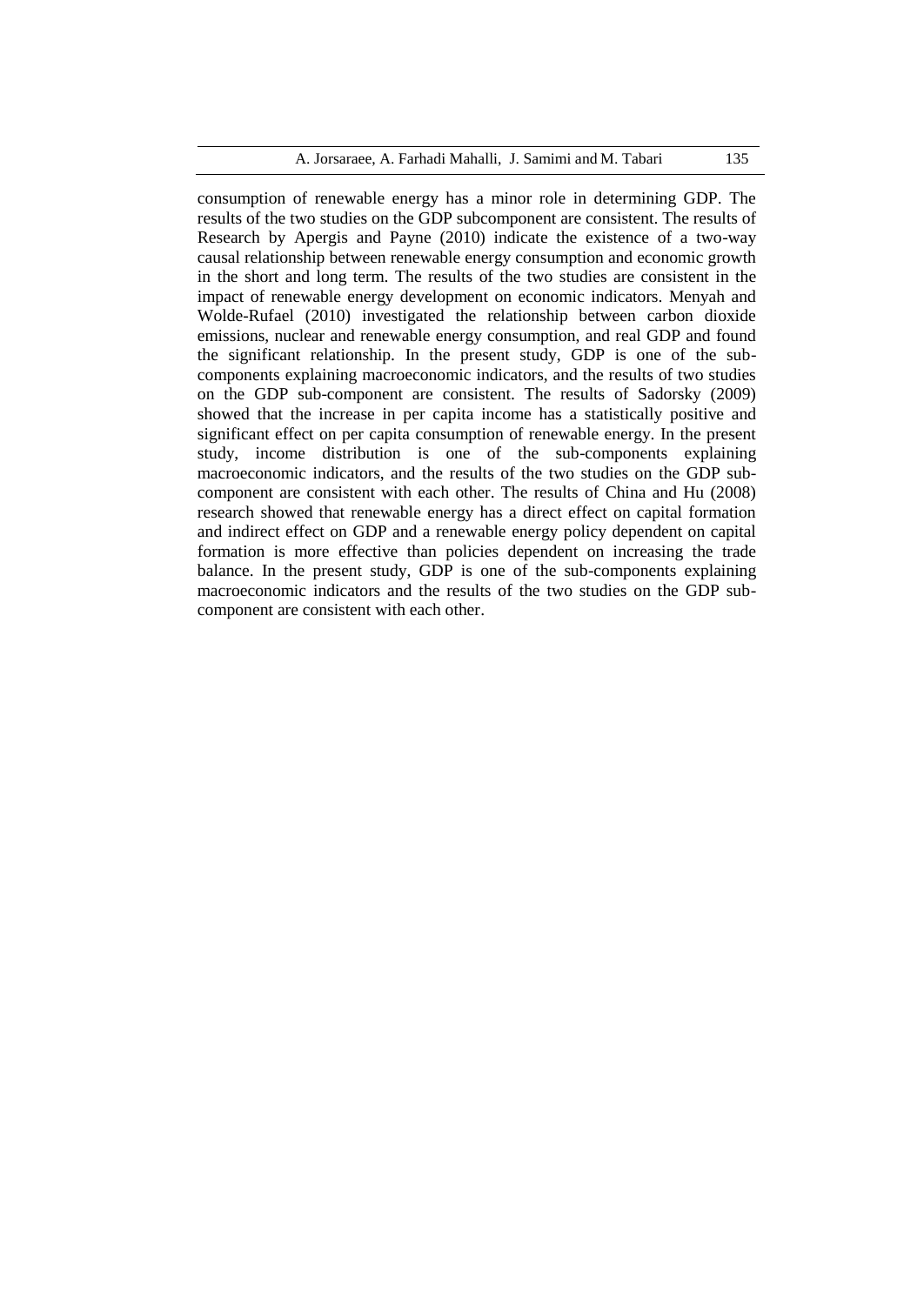consumption of renewable energy has a minor role in determining GDP. The results of the two studies on the GDP subcomponent are consistent. The results of Research by Apergis and Payne (2010) indicate the existence of a two-way causal relationship between renewable energy consumption and economic growth in the short and long term. The results of the two studies are consistent in the impact of renewable energy development on economic indicators. Menyah and Wolde-Rufael (2010) investigated the relationship between carbon dioxide emissions, nuclear and renewable energy consumption, and real GDP and found the significant relationship. In the present study, GDP is one of the sub-components explaining macroeconomic indicators, and the results of two studies on the GDP sub-component are consistent. The results of Sadorsky (2009) showed that the increase in per capita income has a statistically positive and significant effect on per capita consumption of renewable energy. In the present study, income distribution is one of the sub-components explaining macroeconomic indicators, and the results of the two studies on the GDP sub-component are consistent with each other. The results of China and Hu (2008) research showed that renewable energy has a direct effect on capital formation and indirect effect on GDP and a renewable energy policy dependent on capital formation is more effective than policies dependent on increasing the trade balance. In the present study, GDP is one of the sub-components explaining macroeconomic indicators and the results of the two studies on the GDP sub-component are consistent with each other.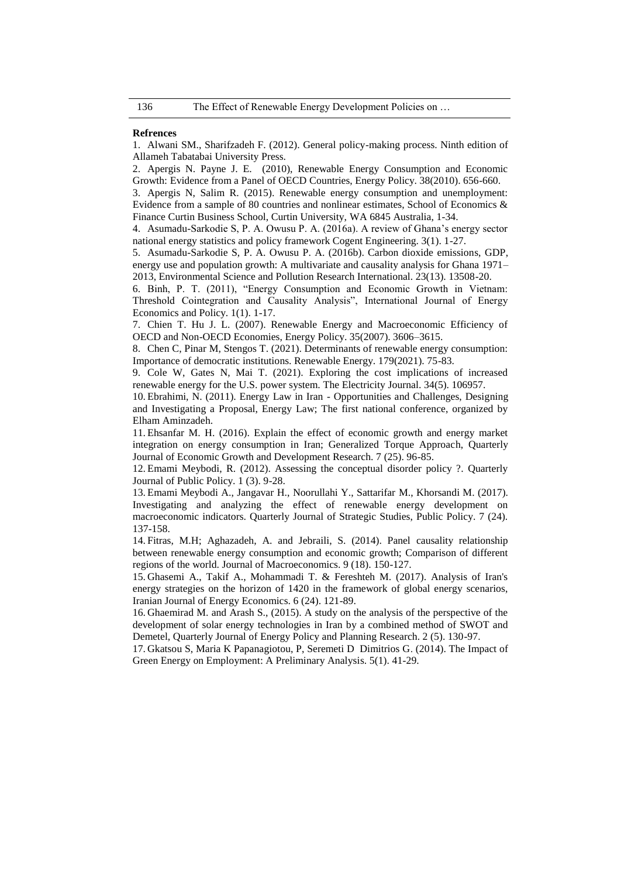**Refrences**

1. Alwani SM., Sharifzadeh F. (2012). General policy-making process. Ninth edition of Allameh Tabatabai University Press.
2. Apergis N. Payne J. E. (2010), Renewable Energy Consumption and Economic Growth: Evidence from a Panel of OECD Countries, Energy Policy. 38(2010). 656-660.
3. Apergis N, Salim R. (2015). Renewable energy consumption and unemployment: Evidence from a sample of 80 countries and nonlinear estimates, School of Economics & Finance Curtin Business School, Curtin University, WA 6845 Australia, 1-34.
4. Asumadu-Sarkodie S, P. A. Owusu P. A. (2016a). A review of Ghana's energy sector national energy statistics and policy framework Cogent Engineering. 3(1). 1-27.
5. Asumadu-Sarkodie S, P. A. Owusu P. A. (2016b). Carbon dioxide emissions, GDP, energy use and population growth: A multivariate and causality analysis for Ghana 1971–2013, Environmental Science and Pollution Research International. 23(13). 13508-20.
6. Binh, P. T. (2011), "Energy Consumption and Economic Growth in Vietnam: Threshold Cointegration and Causality Analysis", International Journal of Energy Economics and Policy. 1(1). 1-17.
7. Chien T. Hu J. L. (2007). Renewable Energy and Macroeconomic Efficiency of OECD and Non-OECD Economies, Energy Policy. 35(2007). 3606–3615.
8. Chen C, Pinar M, Stengos T. (2021). Determinants of renewable energy consumption: Importance of democratic institutions. Renewable Energy. 179(2021). 75-83.
9. Cole W, Gates N, Mai T. (2021). Exploring the cost implications of increased renewable energy for the U.S. power system. The Electricity Journal. 34(5). 106957.
10. Ebrahimi, N. (2011). Energy Law in Iran - Opportunities and Challenges, Designing and Investigating a Proposal, Energy Law; The first national conference, organized by Elham Aminzadeh.
11. Ehsanfar M. H. (2016). Explain the effect of economic growth and energy market integration on energy consumption in Iran; Generalized Torque Approach, Quarterly Journal of Economic Growth and Development Research. 7 (25). 96-85.
12. Emami Meybodi, R. (2012). Assessing the conceptual disorder policy ?. Quarterly Journal of Public Policy. 1 (3). 9-28.
13. Emami Meybodi A., Jangavar H., Noorullahi Y., Sattarifar M., Khorsandi M. (2017). Investigating and analyzing the effect of renewable energy development on macroeconomic indicators. Quarterly Journal of Strategic Studies, Public Policy. 7 (24). 137-158.
14. Fitras, M.H; Aghazadeh, A. and Jebraili, S. (2014). Panel causality relationship between renewable energy consumption and economic growth; Comparison of different regions of the world. Journal of Macroeconomics. 9 (18). 150-127.
15. Ghasemi A., Takif A., Mohammadi T. & Fereshteh M. (2017). Analysis of Iran's energy strategies on the horizon of 1420 in the framework of global energy scenarios, Iranian Journal of Energy Economics. 6 (24). 121-89.
16. Ghaemirad M. and Arash S., (2015). A study on the analysis of the perspective of the development of solar energy technologies in Iran by a combined method of SWOT and Demetel, Quarterly Journal of Energy Policy and Planning Research. 2 (5). 130-97.
17. Gkatsou S, Maria K Papanagiotou, P, Seremeti D Dimitrios G. (2014). The Impact of Green Energy on Employment: A Preliminary Analysis. 5(1). 41-29.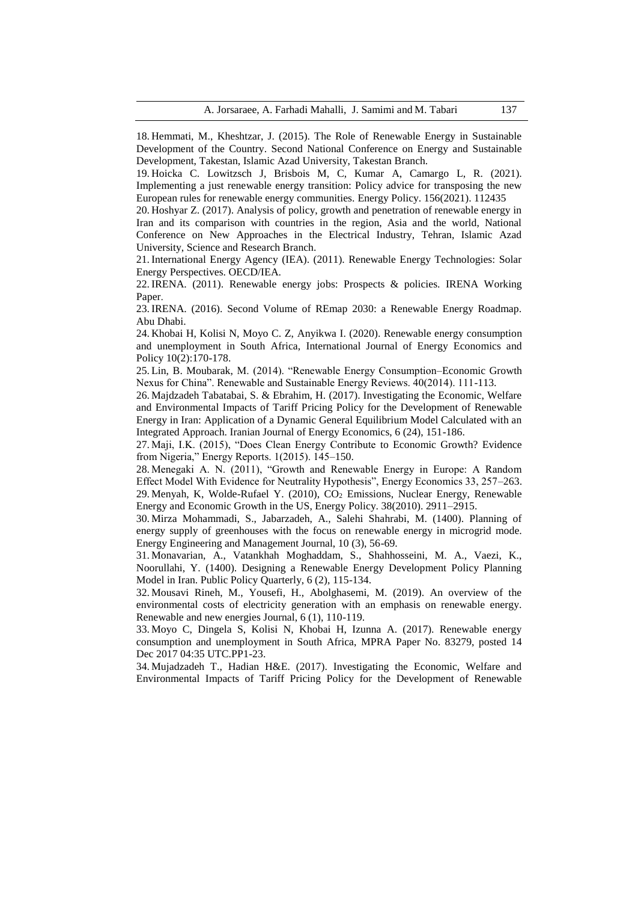18. Hemmati, M., Kheshtzar, J. (2015). The Role of Renewable Energy in Sustainable Development of the Country. Second National Conference on Energy and Sustainable Development, Takestan, Islamic Azad University, Takestan Branch.

19. Hoicka C. Lowitzsch J, Brisbois M, C, Kumar A, Camargo L, R. (2021). Implementing a just renewable energy transition: Policy advice for transposing the new European rules for renewable energy communities. Energy Policy. 156(2021). 112435

20. Hoshyar Z. (2017). Analysis of policy, growth and penetration of renewable energy in Iran and its comparison with countries in the region, Asia and the world, National Conference on New Approaches in the Electrical Industry, Tehran, Islamic Azad University, Science and Research Branch.

21. International Energy Agency (IEA). (2011). Renewable Energy Technologies: Solar Energy Perspectives. OECD/IEA.

22. IRENA. (2011). Renewable energy jobs: Prospects & policies. IRENA Working Paper.

23. IRENA. (2016). Second Volume of REmap 2030: a Renewable Energy Roadmap. Abu Dhabi.

24. Khobai H, Kolisi N, Moyo C. Z, Anyikwa I. (2020). Renewable energy consumption and unemployment in South Africa, International Journal of Energy Economics and Policy 10(2):170-178.

25. Lin, B. Moubarak, M. (2014). "Renewable Energy Consumption–Economic Growth Nexus for China". Renewable and Sustainable Energy Reviews. 40(2014). 111-113.

26. Majdzadeh Tabatabai, S. & Ebrahim, H. (2017). Investigating the Economic, Welfare and Environmental Impacts of Tariff Pricing Policy for the Development of Renewable Energy in Iran: Application of a Dynamic General Equilibrium Model Calculated with an Integrated Approach. Iranian Journal of Energy Economics, 6 (24), 151-186.

27. Maji, I.K. (2015), "Does Clean Energy Contribute to Economic Growth? Evidence from Nigeria," Energy Reports. 1(2015). 145–150.

28. Menegaki A. N. (2011), "Growth and Renewable Energy in Europe: A Random Effect Model With Evidence for Neutrality Hypothesis", Energy Economics 33, 257–263.

29. Menyah, K, Wolde-Rufael Y. (2010), $CO_2$ Emissions, Nuclear Energy, Renewable Energy and Economic Growth in the US, Energy Policy. 38(2010). 2911–2915.

30. Mirza Mohammadi, S., Jabarzadeh, A., Salehi Shahrabi, M. (1400). Planning of energy supply of greenhouses with the focus on renewable energy in microgrid mode. Energy Engineering and Management Journal, 10 (3), 56-69.

31. Monavarian, A., Vatankhah Moghaddam, S., Shahhosseini, M. A., Vaezi, K., Noorullahi, Y. (1400). Designing a Renewable Energy Development Policy Planning Model in Iran. Public Policy Quarterly, 6 (2), 115-134.

32. Mousavi Rineh, M., Yousefi, H., Abolghasemi, M. (2019). An overview of the environmental costs of electricity generation with an emphasis on renewable energy. Renewable and new energies Journal, 6 (1), 110-119.

33. Moyo C, Dingela S, Kolisi N, Khobai H, Izunna A. (2017). Renewable energy consumption and unemployment in South Africa, MPRA Paper No. 83279, posted 14 Dec 2017 04:35 UTC.PP1-23.

34. Mujadzadeh T., Hadian H&E. (2017). Investigating the Economic, Welfare and Environmental Impacts of Tariff Pricing Policy for the Development of Renewable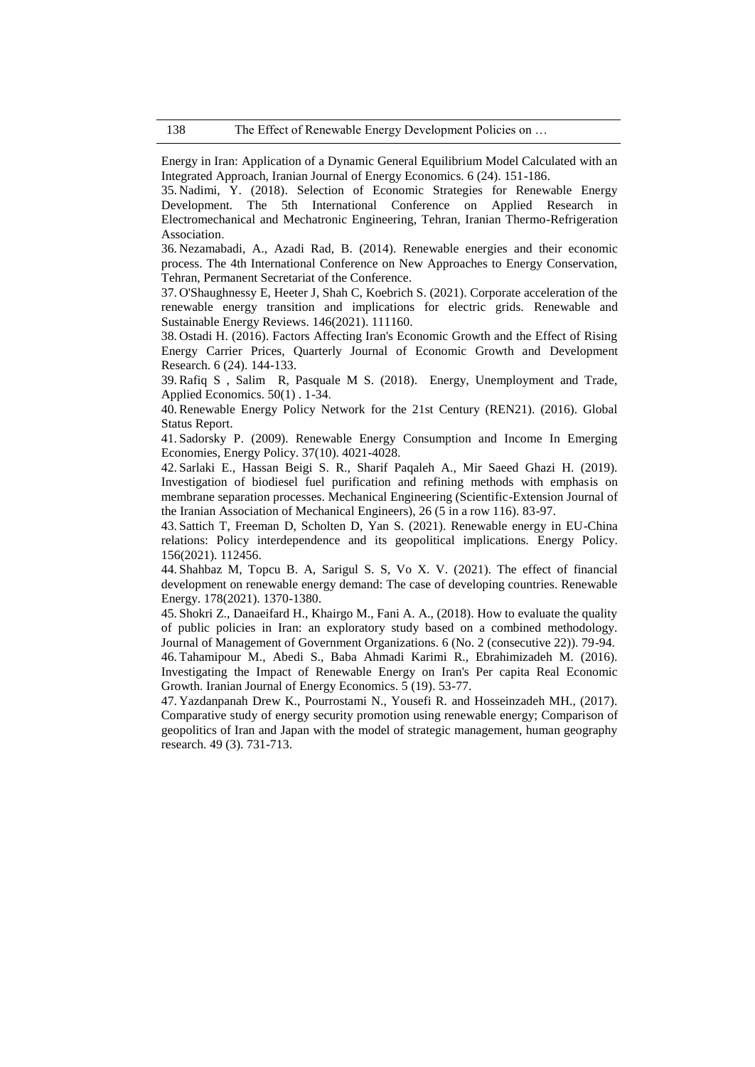Energy in Iran: Application of a Dynamic General Equilibrium Model Calculated with an Integrated Approach, Iranian Journal of Energy Economics. 6 (24). 151-186.

35. Nadimi, Y. (2018). Selection of Economic Strategies for Renewable Energy Development. The 5th International Conference on Applied Research in Electromechanical and Mechatronic Engineering, Tehran, Iranian Thermo-Refrigeration Association.

36. Nezamabadi, A., Azadi Rad, B. (2014). Renewable energies and their economic process. The 4th International Conference on New Approaches to Energy Conservation, Tehran, Permanent Secretariat of the Conference.

37. O'Shaughnessy E, Heeter J, Shah C, Koebrich S. (2021). Corporate acceleration of the renewable energy transition and implications for electric grids. Renewable and Sustainable Energy Reviews. 146(2021). 111160.

38. Ostadi H. (2016). Factors Affecting Iran's Economic Growth and the Effect of Rising Energy Carrier Prices, Quarterly Journal of Economic Growth and Development Research. 6 (24). 144-133.

39. Rafiq S , Salim R, Pasquale M S. (2018). Energy, Unemployment and Trade, Applied Economics. 50(1) . 1-34.

40. Renewable Energy Policy Network for the 21st Century (REN21). (2016). Global Status Report.

41. Sadorsky P. (2009). Renewable Energy Consumption and Income In Emerging Economies, Energy Policy. 37(10). 4021-4028.

42. Sarlaki E., Hassan Beigi S. R., Sharif Paqaleh A., Mir Saeed Ghazi H. (2019). Investigation of biodiesel fuel purification and refining methods with emphasis on membrane separation processes. Mechanical Engineering (Scientific-Extension Journal of the Iranian Association of Mechanical Engineers), 26 (5 in a row 116). 83-97.

43. Sattich T, Freeman D, Scholten D, Yan S. (2021). Renewable energy in EU-China relations: Policy interdependence and its geopolitical implications. Energy Policy. 156(2021). 112456.

44. Shahbaz M, Topcu B. A, Sarigul S. S, Vo X. V. (2021). The effect of financial development on renewable energy demand: The case of developing countries. Renewable Energy. 178(2021). 1370-1380.

45. Shokri Z., Danaeifard H., Khairgo M., Fani A. A., (2018). How to evaluate the quality of public policies in Iran: an exploratory study based on a combined methodology. Journal of Management of Government Organizations. 6 (No. 2 (consecutive 22)). 79-94.

46. Tahamipour M., Abedi S., Baba Ahmadi Karimi R., Ebrahimizadeh M. (2016). Investigating the Impact of Renewable Energy on Iran's Per capita Real Economic Growth. Iranian Journal of Energy Economics. 5 (19). 53-77.

47. Yazdanpanah Drew K., Pourrostami N., Yousefi R. and Hosseinzadeh MH., (2017). Comparative study of energy security promotion using renewable energy; Comparison of geopolitics of Iran and Japan with the model of strategic management, human geography research. 49 (3). 731-713.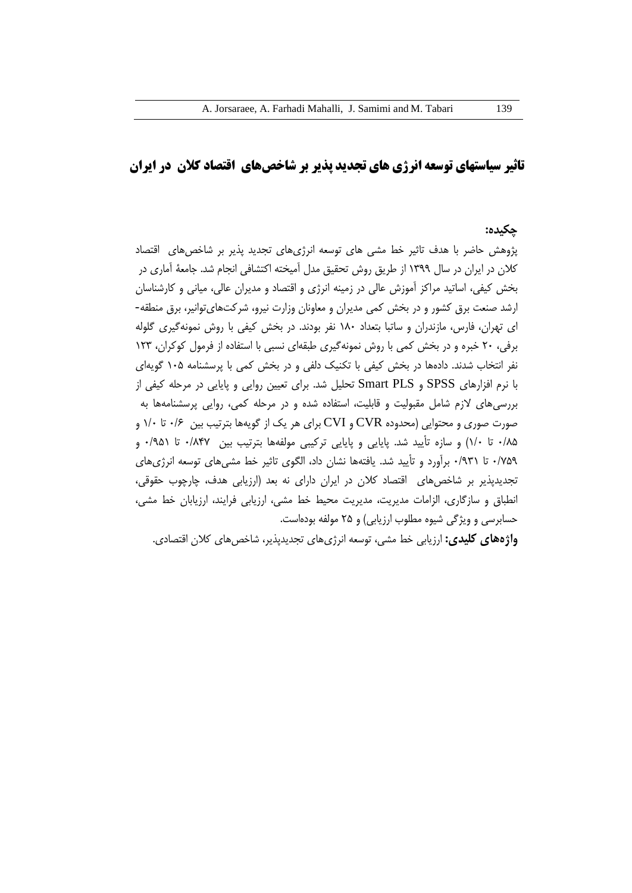# تاثیر سیاستهای توسعه انرژی های تجدید پذیر بر شاخص‌های اقتصاد کلان در ایران

**چکیده:**

پژوهش حاضر با هدف تاثیر خط مشی های توسعه انرژی‌های تجدید پذیر بر شاخص‌های اقتصاد کلان در ایران در سال ۱۳۹۹ از طریق روش تحقیق مدل آمیخته اکتشافی انجام شد. جامعهٔ آماری در بخش کیفی، اساتید مراکز آموزش عالی در زمینه انرژی و اقتصاد و مدیران عالی، میانی و کارشناسان ارشد صنعت برق کشور و در بخش کمی مدیران و معاونان وزارت نیرو، شرکت‌های‌توانیر، برق منطقه-ای تهران، فارس، مازندران و ساتبا بتعداد ۱۸۰ نفر بودند. در بخش کیفی با روش نمونه‌گیری گلوله برفی، ۲۰ خبره و در بخش کمی با روش نمونه‌گیری طبقه‌ای نسبی با استفاده از فرمول کوکران، ۱۲۳ نفر انتخاب شدند. داده‌ها در بخش کیفی با تکنیک دلفی و در بخش کمی با پرسشنامه ۱۰۵ گویه‌ای با نرم افزارهای SPSS و Smart PLS تحلیل شد. برای تعیین روایی و پایایی در مرحله کیفی از بررسی‌های لازم شامل مقبولیت و قابلیت، استفاده شده و در مرحله کمی، روایی پرسشنامه‌ها به صورت صوری و محتوایی (محدوده CVR و CVI برای هر یک از گویه‌ها بترتیب بین ۰/۶ تا ۱/۰ و ۰/۸۵ تا ۱/۰) و سازه تأیید شد. پایایی و پایایی ترکیبی مولفه‌ها بترتیب بین ۰/۸۴۷ تا ۰/۹۵۱ و ۰/۷۵۹ تا ۰/۹۳۱ برآورد و تأیید شد. یافته‌ها نشان داد، الگوی تاثیر خط مشی‌های توسعه انرژی‌های تجدیدپذیر بر شاخص‌های اقتصاد کلان در ایران دارای نه بعد (ارزیابی هدف، چارچوب حقوقی، انطباق و سازگاری، الزامات مدیریت، مدیریت محیط خط مشی، ارزیابی فرایند، ارزیابان خط مشی، حسابرسی و ویژگی شیوه مطلوب ارزیابی) و ۲۵ مولفه بوده‌است.

**واژه‌های کلیدی:** ارزیابی خط مشی، توسعه انرژی‌های تجدیدپذیر، شاخص‌های کلان اقتصادی.